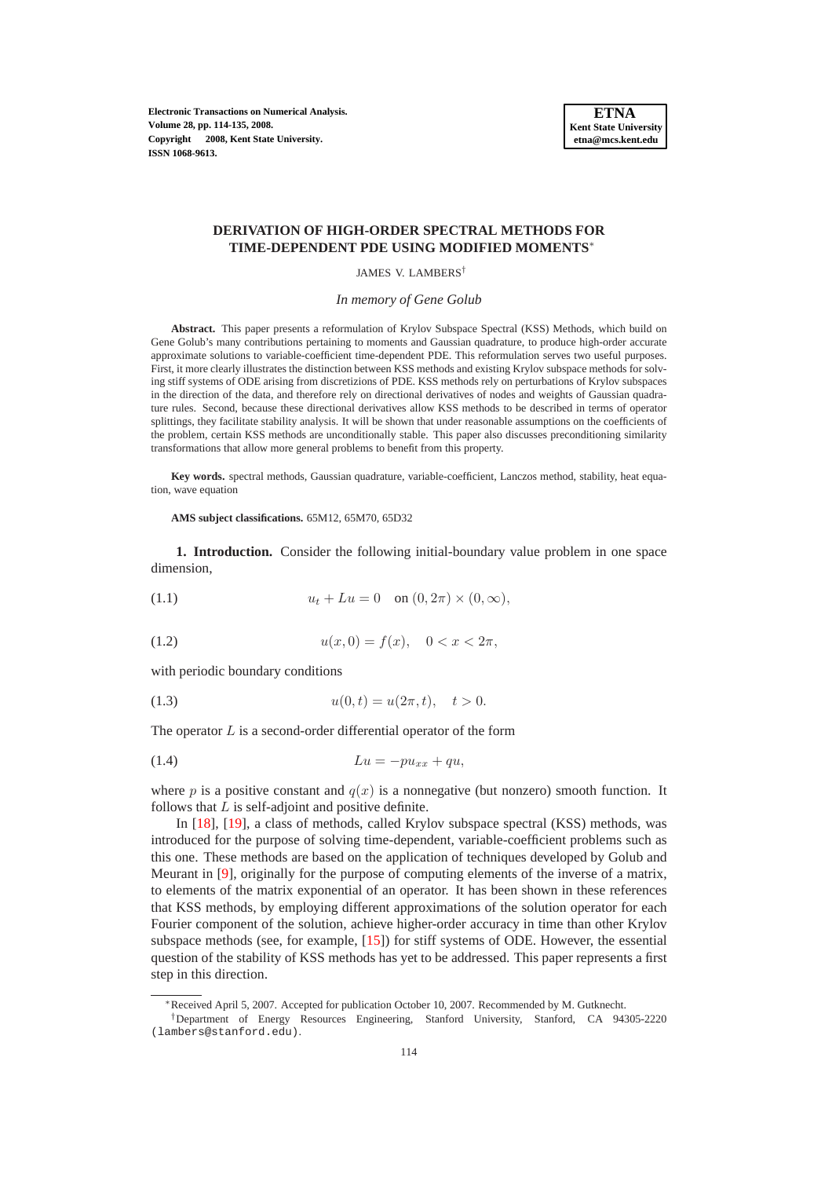# DERIVATION OF HIGH-ORDER SPECTRAL METHODS FOR TIME-DEPENDENT PDE USING MODIFIED MOMENTS*

JAMES V. LAMBERS†

*In memory of Gene Golub*

**Abstract.** This paper presents a reformulation of Krylov Subspace Spectral (KSS) Methods, which build on Gene Golub's many contributions pertaining to moments and Gaussian quadrature, to produce high-order accurate approximate solutions to variable-coefficient time-dependent PDE. This reformulation serves two useful purposes. First, it more clearly illustrates the distinction between KSS methods and existing Krylov subspace methods for solving stiff systems of ODE arising from discretizions of PDE. KSS methods rely on perturbations of Krylov subspaces in the direction of the data, and therefore rely on directional derivatives of nodes and weights of Gaussian quadrature rules. Second, because these directional derivatives allow KSS methods to be described in terms of operator splittings, they facilitate stability analysis. It will be shown that under reasonable assumptions on the coefficients of the problem, certain KSS methods are unconditionally stable. This paper also discusses preconditioning similarity transformations that allow more general problems to benefit from this property.

**Key words.** spectral methods, Gaussian quadrature, variable-coefficient, Lanczos method, stability, heat equation, wave equation

**AMS subject classifications.** 65M12, 65M70, 65D32

**1. Introduction.** Consider the following initial-boundary value problem in one space dimension,

$$u_t + Lu = 0 \quad \text{on } (0, 2\pi) \times (0, \infty), \tag{1.1}$$

$$u(x, 0) = f(x), \quad 0 < x < 2\pi, \tag{1.2}$$

with periodic boundary conditions

$$u(0, t) = u(2\pi, t), \quad t > 0. \tag{1.3}$$

The operator $L$ is a second-order differential operator of the form

$$Lu = -pu_{xx} + qu, \tag{1.4}$$

where $p$ is a positive constant and $q(x)$ is a nonnegative (but nonzero) smooth function. It follows that $L$ is self-adjoint and positive definite.

In [18], [19], a class of methods, called Krylov subspace spectral (KSS) methods, was introduced for the purpose of solving time-dependent, variable-coefficient problems such as this one. These methods are based on the application of techniques developed by Golub and Meurant in [9], originally for the purpose of computing elements of the inverse of a matrix, to elements of the matrix exponential of an operator. It has been shown in these references that KSS methods, by employing different approximations of the solution operator for each Fourier component of the solution, achieve higher-order accuracy in time than other Krylov subspace methods (see, for example, [15]) for stiff systems of ODE. However, the essential question of the stability of KSS methods has yet to be addressed. This paper represents a first step in this direction.

*Received April 5, 2007. Accepted for publication October 10, 2007. Recommended by M. Gutknecht.

†Department of Energy Resources Engineering, Stanford University, Stanford, CA 94305-2220 (lambers@stanford.edu).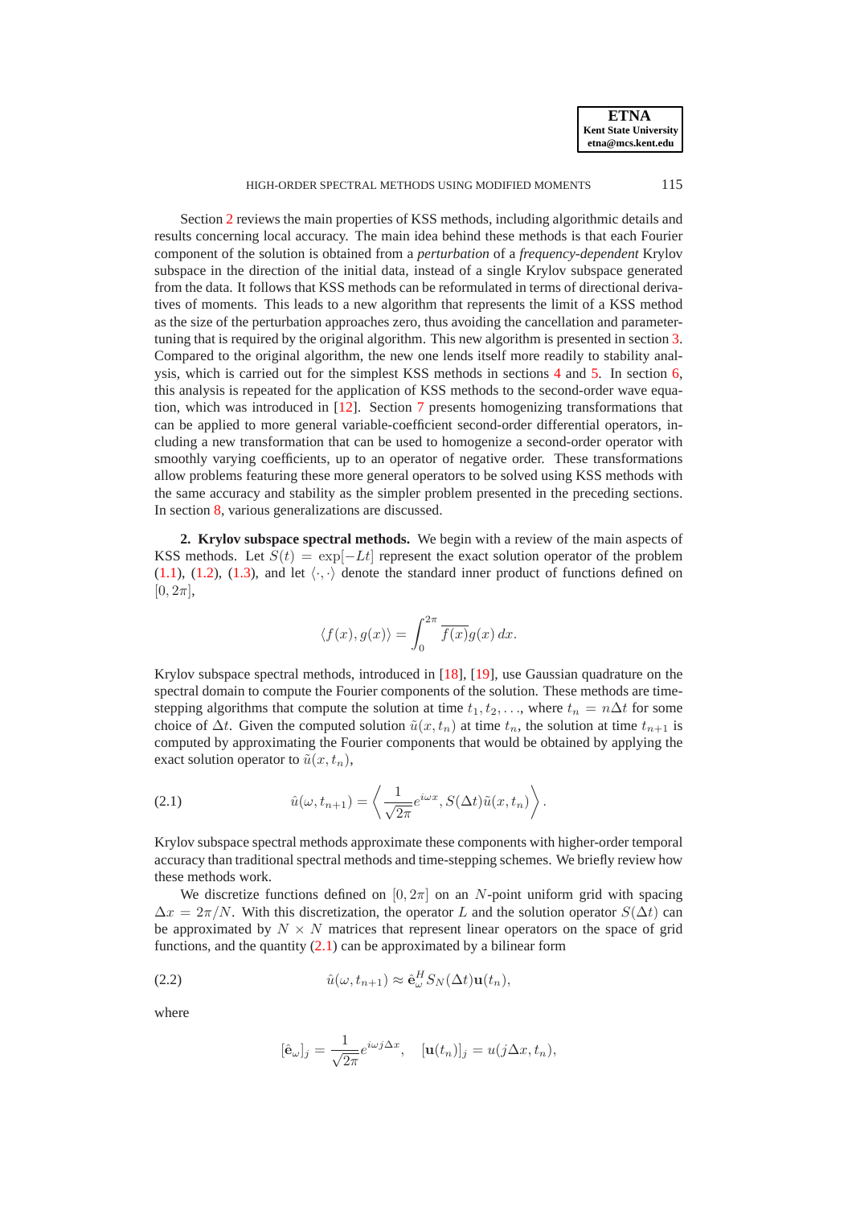Section 2 reviews the main properties of KSS methods, including algorithmic details and results concerning local accuracy. The main idea behind these methods is that each Fourier component of the solution is obtained from a *perturbation* of a *frequency-dependent* Krylov subspace in the direction of the initial data, instead of a single Krylov subspace generated from the data. It follows that KSS methods can be reformulated in terms of directional derivatives of moments. This leads to a new algorithm that represents the limit of a KSS method as the size of the perturbation approaches zero, thus avoiding the cancellation and parameter-tuning that is required by the original algorithm. This new algorithm is presented in section 3. Compared to the original algorithm, the new one lends itself more readily to stability analysis, which is carried out for the simplest KSS methods in sections 4 and 5. In section 6, this analysis is repeated for the application of KSS methods to the second-order wave equation, which was introduced in [12]. Section 7 presents homogenizing transformations that can be applied to more general variable-coefficient second-order differential operators, including a new transformation that can be used to homogenize a second-order operator with smoothly varying coefficients, up to an operator of negative order. These transformations allow problems featuring these more general operators to be solved using KSS methods with the same accuracy and stability as the simpler problem presented in the preceding sections. In section 8, various generalizations are discussed.

## 2. Krylov subspace spectral methods.

We begin with a review of the main aspects of KSS methods. Let $S(t) = \exp[-Lt]$ represent the exact solution operator of the problem (1.1), (1.2), (1.3), and let $\langle \cdot, \cdot \rangle$ denote the standard inner product of functions defined on $[0, 2\pi]$,

$$\langle f(x), g(x) \rangle = \int_0^{2\pi} \overline{f(x)} g(x)\, dx.$$

Krylov subspace spectral methods, introduced in [18], [19], use Gaussian quadrature on the spectral domain to compute the Fourier components of the solution. These methods are time-stepping algorithms that compute the solution at time $t_1, t_2, \ldots$, where $t_n = n\Delta t$ for some choice of $\Delta t$. Given the computed solution $\tilde{u}(x, t_n)$ at time $t_n$, the solution at time $t_{n+1}$ is computed by approximating the Fourier components that would be obtained by applying the exact solution operator to $\tilde{u}(x, t_n)$,

$$\hat{u}(\omega, t_{n+1}) = \left\langle \frac{1}{\sqrt{2\pi}} e^{i\omega x}, S(\Delta t)\tilde{u}(x, t_n) \right\rangle. \tag{2.1}$$

Krylov subspace spectral methods approximate these components with higher-order temporal accuracy than traditional spectral methods and time-stepping schemes. We briefly review how these methods work.

We discretize functions defined on $[0, 2\pi]$ on an $N$-point uniform grid with spacing $\Delta x = 2\pi/N$. With this discretization, the operator $L$ and the solution operator $S(\Delta t)$ can be approximated by $N \times N$ matrices that represent linear operators on the space of grid functions, and the quantity (2.1) can be approximated by a bilinear form

$$\hat{u}(\omega, t_{n+1}) \approx \hat{\mathbf{e}}_\omega^H S_N(\Delta t)\mathbf{u}(t_n), \tag{2.2}$$

where

$$[\hat{\mathbf{e}}_\omega]_j = \frac{1}{\sqrt{2\pi}} e^{i\omega j\Delta x}, \quad [\mathbf{u}(t_n)]_j = u(j\Delta x, t_n),$$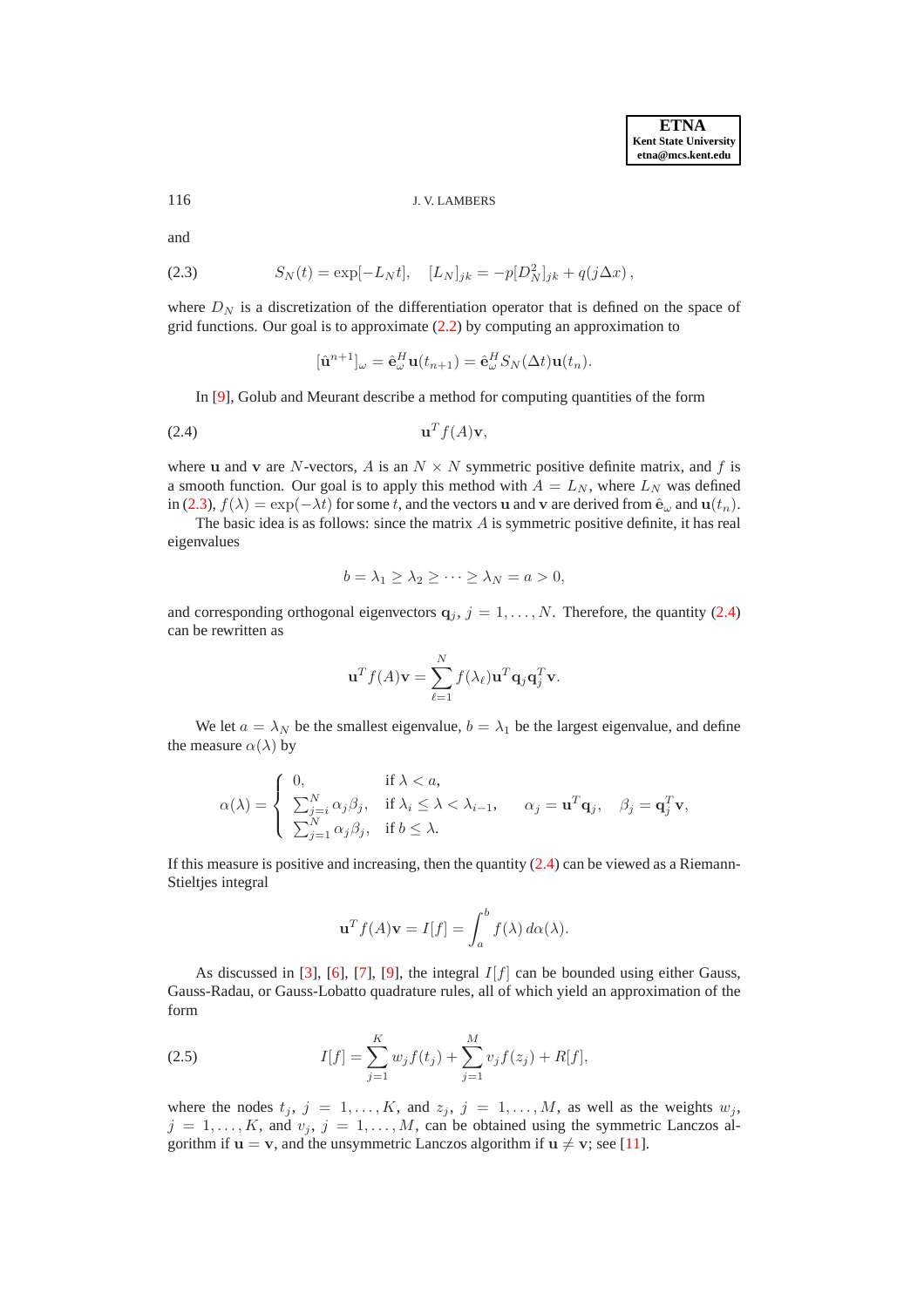and

$$S_N(t) = \exp[-L_N t], \quad [L_N]_{jk} = -p[D_N^2]_{jk} + q(j\Delta x)\,, \tag{2.3}$$

where $D_N$ is a discretization of the differentiation operator that is defined on the space of grid functions. Our goal is to approximate (2.2) by computing an approximation to

$$[\hat{\mathbf{u}}^{n+1}]_\omega = \hat{\mathbf{e}}_\omega^H \mathbf{u}(t_{n+1}) = \hat{\mathbf{e}}_\omega^H S_N(\Delta t)\mathbf{u}(t_n).$$

In [9], Golub and Meurant describe a method for computing quantities of the form

$$\mathbf{u}^T f(A)\mathbf{v}, \tag{2.4}$$

where $\mathbf{u}$ and $\mathbf{v}$ are $N$-vectors, $A$ is an $N \times N$ symmetric positive definite matrix, and $f$ is a smooth function. Our goal is to apply this method with $A = L_N$, where $L_N$ was defined in (2.3), $f(\lambda) = \exp(-\lambda t)$ for some $t$, and the vectors $\mathbf{u}$ and $\mathbf{v}$ are derived from $\hat{\mathbf{e}}_\omega$ and $\mathbf{u}(t_n)$.

The basic idea is as follows: since the matrix $A$ is symmetric positive definite, it has real eigenvalues

$$b = \lambda_1 \geq \lambda_2 \geq \cdots \geq \lambda_N = a > 0,$$

and corresponding orthogonal eigenvectors $\mathbf{q}_j$, $j = 1, \ldots, N$. Therefore, the quantity (2.4) can be rewritten as

$$\mathbf{u}^T f(A)\mathbf{v} = \sum_{\ell=1}^{N} f(\lambda_\ell)\mathbf{u}^T \mathbf{q}_j \mathbf{q}_j^T \mathbf{v}.$$

We let $a = \lambda_N$ be the smallest eigenvalue, $b = \lambda_1$ be the largest eigenvalue, and define the measure $\alpha(\lambda)$ by

$$\alpha(\lambda) = \begin{cases} 0, & \text{if } \lambda < a, \\ \sum_{j=i}^{N} \alpha_j \beta_j, & \text{if } \lambda_i \leq \lambda < \lambda_{i-1}, \\ \sum_{j=1}^{N} \alpha_j \beta_j, & \text{if } b \leq \lambda. \end{cases} \qquad \alpha_j = \mathbf{u}^T \mathbf{q}_j, \quad \beta_j = \mathbf{q}_j^T \mathbf{v},$$

If this measure is positive and increasing, then the quantity (2.4) can be viewed as a Riemann-Stieltjes integral

$$\mathbf{u}^T f(A)\mathbf{v} = I[f] = \int_a^b f(\lambda)\, d\alpha(\lambda).$$

As discussed in [3], [6], [7], [9], the integral $I[f]$ can be bounded using either Gauss, Gauss-Radau, or Gauss-Lobatto quadrature rules, all of which yield an approximation of the form

$$I[f] = \sum_{j=1}^{K} w_j f(t_j) + \sum_{j=1}^{M} v_j f(z_j) + R[f], \tag{2.5}$$

where the nodes $t_j$, $j = 1, \ldots, K$, and $z_j$, $j = 1, \ldots, M$, as well as the weights $w_j$, $j = 1, \ldots, K$, and $v_j$, $j = 1, \ldots, M$, can be obtained using the symmetric Lanczos algorithm if $\mathbf{u} = \mathbf{v}$, and the unsymmetric Lanczos algorithm if $\mathbf{u} \neq \mathbf{v}$; see [11].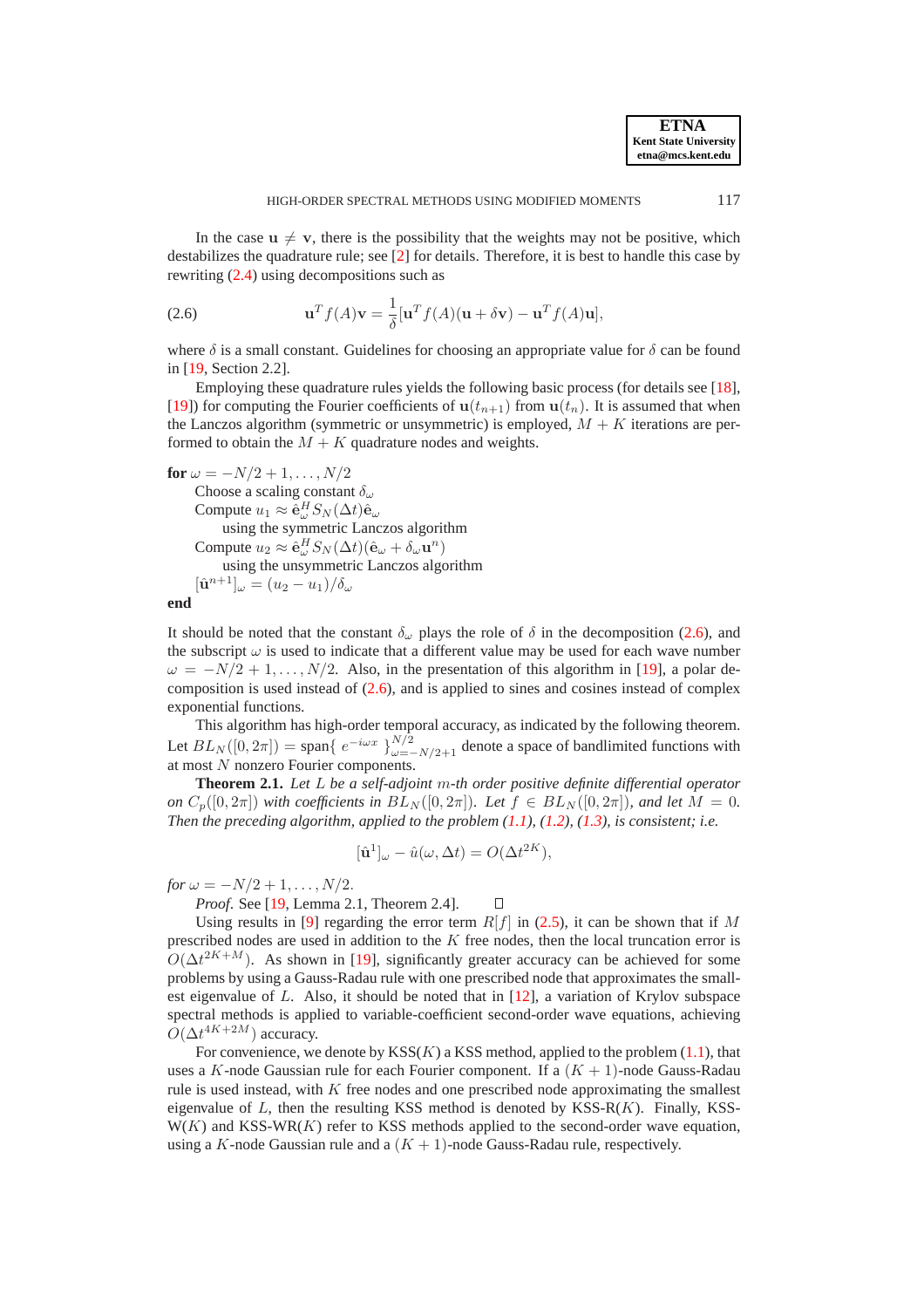In the case $\mathbf{u} \neq \mathbf{v}$, there is the possibility that the weights may not be positive, which destabilizes the quadrature rule; see [2] for details. Therefore, it is best to handle this case by rewriting (2.4) using decompositions such as

$$\mathbf{u}^T f(A)\mathbf{v} = \frac{1}{\delta}[\mathbf{u}^T f(A)(\mathbf{u} + \delta \mathbf{v}) - \mathbf{u}^T f(A)\mathbf{u}], \tag{2.6}$$

where $\delta$ is a small constant. Guidelines for choosing an appropriate value for $\delta$ can be found in [19, Section 2.2].

Employing these quadrature rules yields the following basic process (for details see [18], [19]) for computing the Fourier coefficients of $\mathbf{u}(t_{n+1})$ from $\mathbf{u}(t_n)$. It is assumed that when the Lanczos algorithm (symmetric or unsymmetric) is employed, $M + K$ iterations are performed to obtain the $M + K$ quadrature nodes and weights.

**for** $\omega = -N/2 + 1, \ldots, N/2$
  Choose a scaling constant $\delta_\omega$
  Compute $u_1 \approx \hat{\mathbf{e}}_\omega^H S_N(\Delta t)\hat{\mathbf{e}}_\omega$
    using the symmetric Lanczos algorithm
  Compute $u_2 \approx \hat{\mathbf{e}}_\omega^H S_N(\Delta t)(\hat{\mathbf{e}}_\omega + \delta_\omega \mathbf{u}^n)$
    using the unsymmetric Lanczos algorithm
  $[\hat{\mathbf{u}}^{n+1}]_\omega = (u_2 - u_1)/\delta_\omega$
**end**

It should be noted that the constant $\delta_\omega$ plays the role of $\delta$ in the decomposition (2.6), and the subscript $\omega$ is used to indicate that a different value may be used for each wave number $\omega = -N/2 + 1, \ldots, N/2$. Also, in the presentation of this algorithm in [19], a polar decomposition is used instead of (2.6), and is applied to sines and cosines instead of complex exponential functions.

This algorithm has high-order temporal accuracy, as indicated by the following theorem. Let $BL_N([0, 2\pi]) = \text{span}\{\, e^{-i\omega x} \,\}_{\omega=-N/2+1}^{N/2}$ denote a space of bandlimited functions with at most $N$ nonzero Fourier components.

**Theorem 2.1.** *Let $L$ be a self-adjoint $m$-th order positive definite differential operator on $C_p([0, 2\pi])$ with coefficients in $BL_N([0, 2\pi])$. Let $f \in BL_N([0, 2\pi])$, and let $M = 0$. Then the preceding algorithm, applied to the problem (1.1), (1.2), (1.3), is consistent; i.e.*

$$[\hat{\mathbf{u}}^1]_\omega - \hat{u}(\omega, \Delta t) = O(\Delta t^{2K}),$$

*for $\omega = -N/2 + 1, \ldots, N/2$.*

*Proof.* See [19, Lemma 2.1, Theorem 2.4]. □

Using results in [9] regarding the error term $R[f]$ in (2.5), it can be shown that if $M$ prescribed nodes are used in addition to the $K$ free nodes, then the local truncation error is $O(\Delta t^{2K+M})$. As shown in [19], significantly greater accuracy can be achieved for some problems by using a Gauss-Radau rule with one prescribed node that approximates the smallest eigenvalue of $L$. Also, it should be noted that in [12], a variation of Krylov subspace spectral methods is applied to variable-coefficient second-order wave equations, achieving $O(\Delta t^{4K+2M})$ accuracy.

For convenience, we denote by KSS($K$) a KSS method, applied to the problem (1.1), that uses a $K$-node Gaussian rule for each Fourier component. If a $(K + 1)$-node Gauss-Radau rule is used instead, with $K$ free nodes and one prescribed node approximating the smallest eigenvalue of $L$, then the resulting KSS method is denoted by KSS-R($K$). Finally, KSS-W($K$) and KSS-WR($K$) refer to KSS methods applied to the second-order wave equation, using a $K$-node Gaussian rule and a $(K + 1)$-node Gauss-Radau rule, respectively.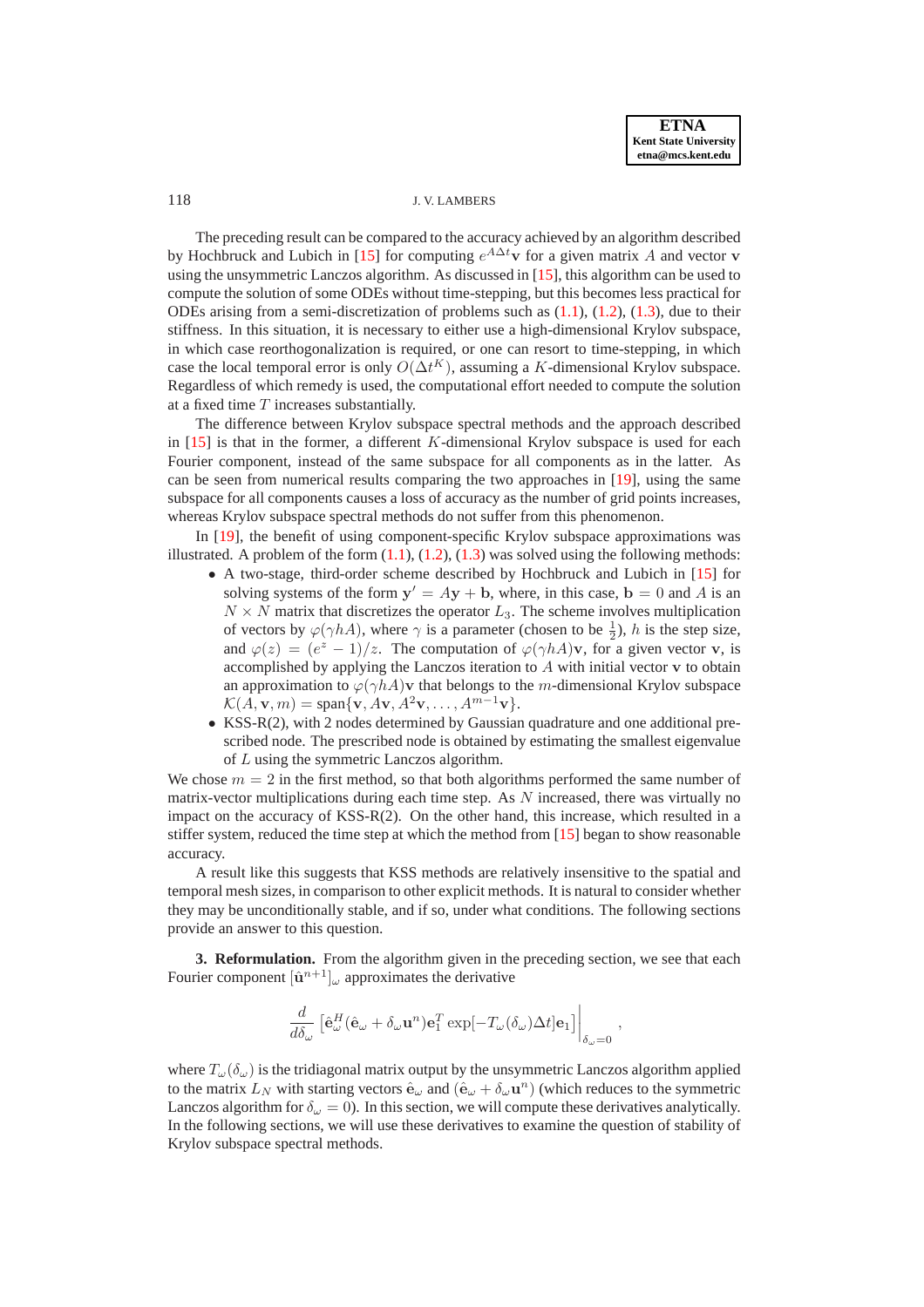The preceding result can be compared to the accuracy achieved by an algorithm described by Hochbruck and Lubich in [15] for computing $e^{A\Delta t}\mathbf{v}$ for a given matrix $A$ and vector $\mathbf{v}$ using the unsymmetric Lanczos algorithm. As discussed in [15], this algorithm can be used to compute the solution of some ODEs without time-stepping, but this becomes less practical for ODEs arising from a semi-discretization of problems such as (1.1), (1.2), (1.3), due to their stiffness. In this situation, it is necessary to either use a high-dimensional Krylov subspace, in which case reorthogonalization is required, or one can resort to time-stepping, in which case the local temporal error is only $O(\Delta t^K)$, assuming a $K$-dimensional Krylov subspace. Regardless of which remedy is used, the computational effort needed to compute the solution at a fixed time $T$ increases substantially.

The difference between Krylov subspace spectral methods and the approach described in [15] is that in the former, a different $K$-dimensional Krylov subspace is used for each Fourier component, instead of the same subspace for all components as in the latter. As can be seen from numerical results comparing the two approaches in [19], using the same subspace for all components causes a loss of accuracy as the number of grid points increases, whereas Krylov subspace spectral methods do not suffer from this phenomenon.

In [19], the benefit of using component-specific Krylov subspace approximations was illustrated. A problem of the form (1.1), (1.2), (1.3) was solved using the following methods:

- A two-stage, third-order scheme described by Hochbruck and Lubich in [15] for solving systems of the form $\mathbf{y}' = A\mathbf{y} + \mathbf{b}$, where, in this case, $\mathbf{b} = 0$ and $A$ is an $N \times N$ matrix that discretizes the operator $L_3$. The scheme involves multiplication of vectors by $\varphi(\gamma h A)$, where $\gamma$ is a parameter (chosen to be $\frac{1}{2}$), $h$ is the step size, and $\varphi(z) = (e^z - 1)/z$. The computation of $\varphi(\gamma h A)\mathbf{v}$, for a given vector $\mathbf{v}$, is accomplished by applying the Lanczos iteration to $A$ with initial vector $\mathbf{v}$ to obtain an approximation to $\varphi(\gamma h A)\mathbf{v}$ that belongs to the $m$-dimensional Krylov subspace $\mathcal{K}(A, \mathbf{v}, m) = \text{span}\{\mathbf{v}, A\mathbf{v}, A^2\mathbf{v}, \ldots, A^{m-1}\mathbf{v}\}$.
- KSS-R(2), with 2 nodes determined by Gaussian quadrature and one additional prescribed node. The prescribed node is obtained by estimating the smallest eigenvalue of $L$ using the symmetric Lanczos algorithm.

We chose $m = 2$ in the first method, so that both algorithms performed the same number of matrix-vector multiplications during each time step. As $N$ increased, there was virtually no impact on the accuracy of KSS-R(2). On the other hand, this increase, which resulted in a stiffer system, reduced the time step at which the method from [15] began to show reasonable accuracy.

A result like this suggests that KSS methods are relatively insensitive to the spatial and temporal mesh sizes, in comparison to other explicit methods. It is natural to consider whether they may be unconditionally stable, and if so, under what conditions. The following sections provide an answer to this question.

**3. Reformulation.** From the algorithm given in the preceding section, we see that each Fourier component $[\hat{\mathbf{u}}^{n+1}]_\omega$ approximates the derivative

$$\frac{d}{d\delta_\omega} \left[\hat{\mathbf{e}}_\omega^H (\hat{\mathbf{e}}_\omega + \delta_\omega \mathbf{u}^n)\mathbf{e}_1^T \exp[-T_\omega(\delta_\omega)\Delta t]\mathbf{e}_1\right]\Bigg|_{\delta_\omega = 0},$$

where $T_\omega(\delta_\omega)$ is the tridiagonal matrix output by the unsymmetric Lanczos algorithm applied to the matrix $L_N$ with starting vectors $\hat{\mathbf{e}}_\omega$ and $(\hat{\mathbf{e}}_\omega + \delta_\omega \mathbf{u}^n)$ (which reduces to the symmetric Lanczos algorithm for $\delta_\omega = 0$). In this section, we will compute these derivatives analytically. In the following sections, we will use these derivatives to examine the question of stability of Krylov subspace spectral methods.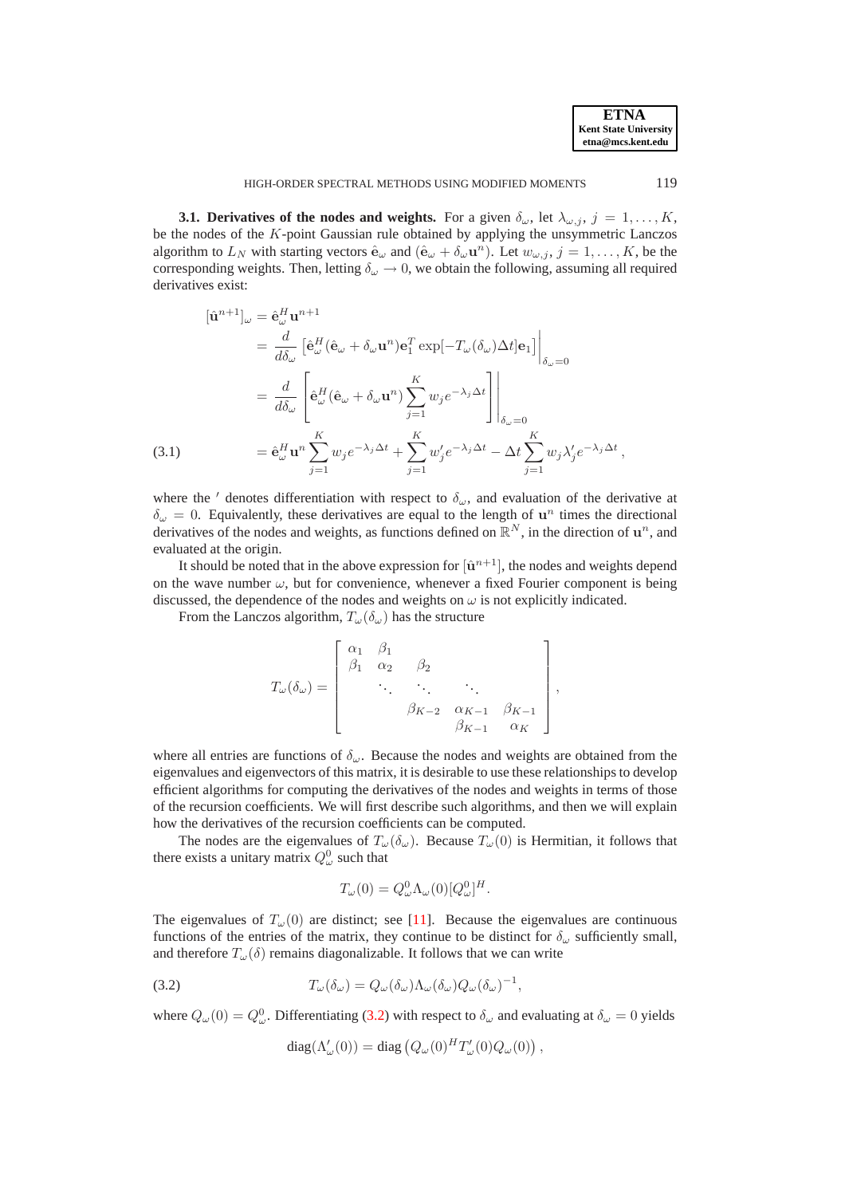**3.1. Derivatives of the nodes and weights.** For a given $\delta_\omega$, let $\lambda_{\omega,j}$, $j = 1,\ldots,K$, be the nodes of the $K$-point Gaussian rule obtained by applying the unsymmetric Lanczos algorithm to $L_N$ with starting vectors $\hat{\mathbf{e}}_\omega$ and $(\hat{\mathbf{e}}_\omega + \delta_\omega \mathbf{u}^n)$. Let $w_{\omega,j}$, $j = 1,\ldots,K$, be the corresponding weights. Then, letting $\delta_\omega \to 0$, we obtain the following, assuming all required derivatives exist:

$$
\begin{aligned}
[\hat{\mathbf{u}}^{n+1}]_\omega &= \hat{\mathbf{e}}_\omega^H \mathbf{u}^{n+1} \\
&= \frac{d}{d\delta_\omega} \left[ \hat{\mathbf{e}}_\omega^H (\hat{\mathbf{e}}_\omega + \delta_\omega \mathbf{u}^n) \mathbf{e}_1^T \exp[-T_\omega(\delta_\omega)\Delta t] \mathbf{e}_1 \right] \Bigg|_{\delta_\omega = 0} \\
&= \frac{d}{d\delta_\omega} \left[ \hat{\mathbf{e}}_\omega^H (\hat{\mathbf{e}}_\omega + \delta_\omega \mathbf{u}^n) \sum_{j=1}^K w_j e^{-\lambda_j \Delta t} \right] \Bigg|_{\delta_\omega = 0} \\
&= \hat{\mathbf{e}}_\omega^H \mathbf{u}^n \sum_{j=1}^K w_j e^{-\lambda_j \Delta t} + \sum_{j=1}^K w_j' e^{-\lambda_j \Delta t} - \Delta t \sum_{j=1}^K w_j \lambda_j' e^{-\lambda_j \Delta t}, \qquad (3.1)
\end{aligned}
$$

where the $'$ denotes differentiation with respect to $\delta_\omega$, and evaluation of the derivative at $\delta_\omega = 0$. Equivalently, these derivatives are equal to the length of $\mathbf{u}^n$ times the directional derivatives of the nodes and weights, as functions defined on $\mathbb{R}^N$, in the direction of $\mathbf{u}^n$, and evaluated at the origin.

It should be noted that in the above expression for $[\hat{\mathbf{u}}^{n+1}]$, the nodes and weights depend on the wave number $\omega$, but for convenience, whenever a fixed Fourier component is being discussed, the dependence of the nodes and weights on $\omega$ is not explicitly indicated.

From the Lanczos algorithm, $T_\omega(\delta_\omega)$ has the structure

$$
T_\omega(\delta_\omega) = \begin{bmatrix}
\alpha_1 & \beta_1 & & & \\
\beta_1 & \alpha_2 & \beta_2 & & \\
& \ddots & \ddots & \ddots & \\
& & \beta_{K-2} & \alpha_{K-1} & \beta_{K-1} \\
& & & \beta_{K-1} & \alpha_K
\end{bmatrix},
$$

where all entries are functions of $\delta_\omega$. Because the nodes and weights are obtained from the eigenvalues and eigenvectors of this matrix, it is desirable to use these relationships to develop efficient algorithms for computing the derivatives of the nodes and weights in terms of those of the recursion coefficients. We will first describe such algorithms, and then we will explain how the derivatives of the recursion coefficients can be computed.

The nodes are the eigenvalues of $T_\omega(\delta_\omega)$. Because $T_\omega(0)$ is Hermitian, it follows that there exists a unitary matrix $Q_\omega^0$ such that

$$
T_\omega(0) = Q_\omega^0 \Lambda_\omega(0) [Q_\omega^0]^H.
$$

The eigenvalues of $T_\omega(0)$ are distinct; see [11]. Because the eigenvalues are continuous functions of the entries of the matrix, they continue to be distinct for $\delta_\omega$ sufficiently small, and therefore $T_\omega(\delta)$ remains diagonalizable. It follows that we can write

$$
T_\omega(\delta_\omega) = Q_\omega(\delta_\omega) \Lambda_\omega(\delta_\omega) Q_\omega(\delta_\omega)^{-1}, \qquad (3.2)
$$

where $Q_\omega(0) = Q_\omega^0$. Differentiating (3.2) with respect to $\delta_\omega$ and evaluating at $\delta_\omega = 0$ yields

$$
\text{diag}(\Lambda_\omega'(0)) = \text{diag}\left(Q_\omega(0)^H T_\omega'(0) Q_\omega(0)\right),
$$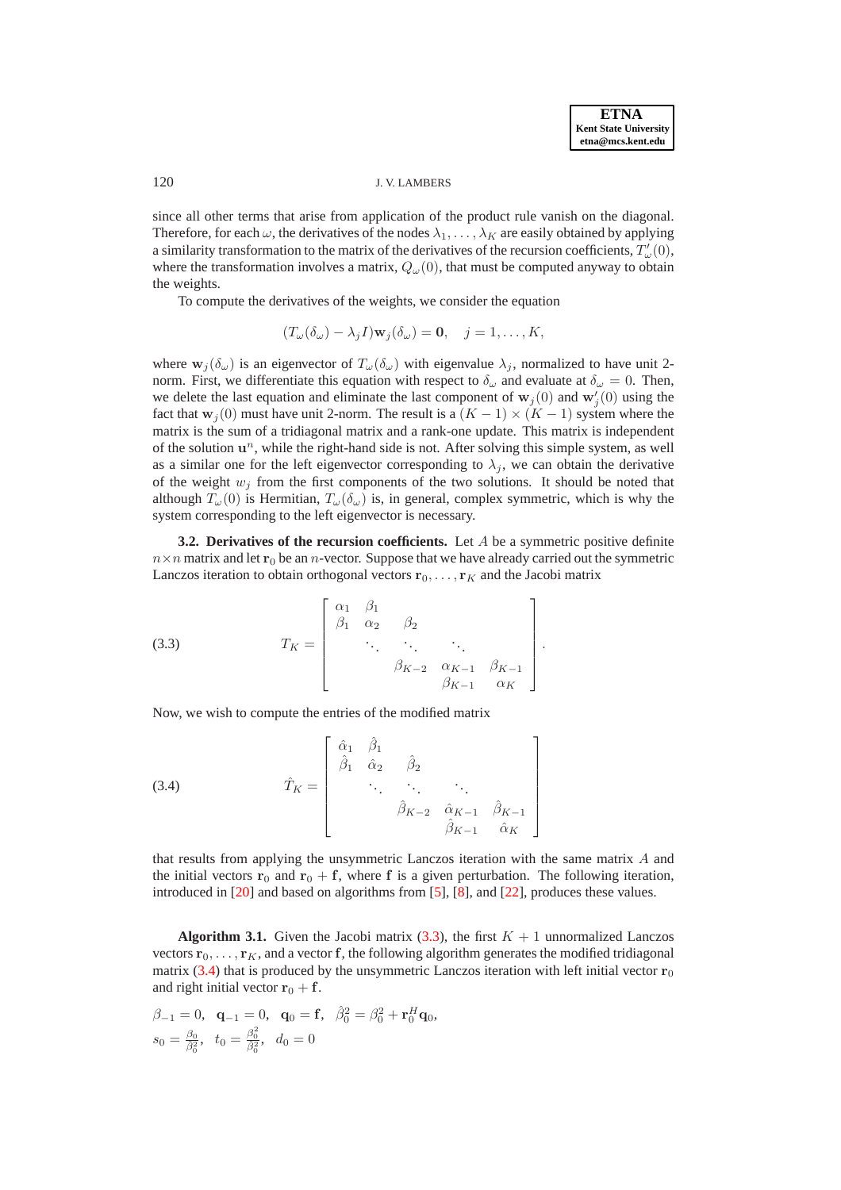since all other terms that arise from application of the product rule vanish on the diagonal. Therefore, for each $\omega$, the derivatives of the nodes $\lambda_1, \ldots, \lambda_K$ are easily obtained by applying a similarity transformation to the matrix of the derivatives of the recursion coefficients, $T_\omega'(0)$, where the transformation involves a matrix, $Q_\omega(0)$, that must be computed anyway to obtain the weights.

To compute the derivatives of the weights, we consider the equation

$$(T_\omega(\delta_\omega) - \lambda_j I)\mathbf{w}_j(\delta_\omega) = \mathbf{0}, \quad j = 1, \ldots, K,$$

where $\mathbf{w}_j(\delta_\omega)$ is an eigenvector of $T_\omega(\delta_\omega)$ with eigenvalue $\lambda_j$, normalized to have unit 2-norm. First, we differentiate this equation with respect to $\delta_\omega$ and evaluate at $\delta_\omega = 0$. Then, we delete the last equation and eliminate the last component of $\mathbf{w}_j(0)$ and $\mathbf{w}_j'(0)$ using the fact that $\mathbf{w}_j(0)$ must have unit 2-norm. The result is a $(K-1) \times (K-1)$ system where the matrix is the sum of a tridiagonal matrix and a rank-one update. This matrix is independent of the solution $\mathbf{u}^n$, while the right-hand side is not. After solving this simple system, as well as a similar one for the left eigenvector corresponding to $\lambda_j$, we can obtain the derivative of the weight $w_j$ from the first components of the two solutions. It should be noted that although $T_\omega(0)$ is Hermitian, $T_\omega(\delta_\omega)$ is, in general, complex symmetric, which is why the system corresponding to the left eigenvector is necessary.

**3.2. Derivatives of the recursion coefficients.** Let $A$ be a symmetric positive definite $n \times n$ matrix and let $\mathbf{r}_0$ be an $n$-vector. Suppose that we have already carried out the symmetric Lanczos iteration to obtain orthogonal vectors $\mathbf{r}_0, \ldots, \mathbf{r}_K$ and the Jacobi matrix

$$T_K = \begin{bmatrix} \alpha_1 & \beta_1 & & & \\ \beta_1 & \alpha_2 & \beta_2 & & \\ & \ddots & \ddots & \ddots & \\ & & \beta_{K-2} & \alpha_{K-1} & \beta_{K-1} \\ & & & \beta_{K-1} & \alpha_K \end{bmatrix}. \tag{3.3}$$

Now, we wish to compute the entries of the modified matrix

$$\hat{T}_K = \begin{bmatrix} \hat{\alpha}_1 & \hat{\beta}_1 & & & \\ \hat{\beta}_1 & \hat{\alpha}_2 & \hat{\beta}_2 & & \\ & \ddots & \ddots & \ddots & \\ & & \hat{\beta}_{K-2} & \hat{\alpha}_{K-1} & \hat{\beta}_{K-1} \\ & & & \hat{\beta}_{K-1} & \hat{\alpha}_K \end{bmatrix} \tag{3.4}$$

that results from applying the unsymmetric Lanczos iteration with the same matrix $A$ and the initial vectors $\mathbf{r}_0$ and $\mathbf{r}_0 + \mathbf{f}$, where $\mathbf{f}$ is a given perturbation. The following iteration, introduced in [20] and based on algorithms from [5], [8], and [22], produces these values.

**Algorithm 3.1.** Given the Jacobi matrix (3.3), the first $K+1$ unnormalized Lanczos vectors $\mathbf{r}_0, \ldots, \mathbf{r}_K$, and a vector $\mathbf{f}$, the following algorithm generates the modified tridiagonal matrix (3.4) that is produced by the unsymmetric Lanczos iteration with left initial vector $\mathbf{r}_0$ and right initial vector $\mathbf{r}_0 + \mathbf{f}$.

$\beta_{-1} = 0,\ \ \mathbf{q}_{-1} = 0,\ \ \mathbf{q}_0 = \mathbf{f},\ \ \hat{\beta}_0^2 = \beta_0^2 + \mathbf{r}_0^H \mathbf{q}_0,$
$s_0 = \frac{\beta_0}{\hat{\beta}_0^2},\ \ t_0 = \frac{\beta_0^2}{\hat{\beta}_0^2},\ \ d_0 = 0$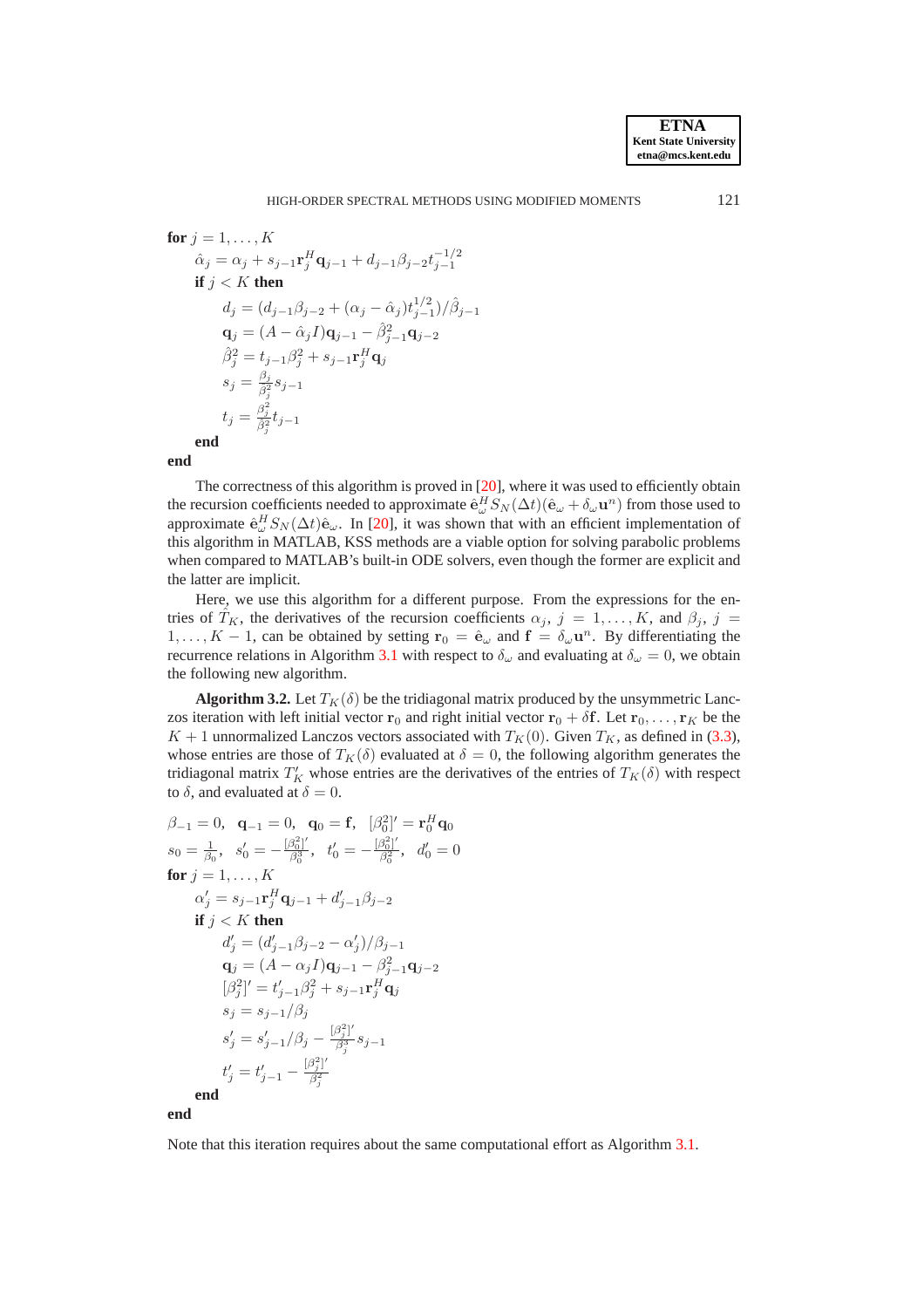$$
\begin{aligned}
&\textbf{for } j = 1, \ldots, K \\
&\quad \hat{\alpha}_j = \alpha_j + s_{j-1}\mathbf{r}_j^H \mathbf{q}_{j-1} + d_{j-1}\beta_{j-2}t_{j-1}^{-1/2} \\
&\quad \textbf{if } j < K \textbf{ then} \\
&\quad\quad d_j = (d_{j-1}\beta_{j-2} + (\alpha_j - \hat{\alpha}_j)t_{j-1}^{1/2})/\hat{\beta}_{j-1} \\
&\quad\quad \mathbf{q}_j = (A - \hat{\alpha}_j I)\mathbf{q}_{j-1} - \hat{\beta}_{j-1}^2 \mathbf{q}_{j-2} \\
&\quad\quad \hat{\beta}_j^2 = t_{j-1}\beta_j^2 + s_{j-1}\mathbf{r}_j^H \mathbf{q}_j \\
&\quad\quad s_j = \frac{\beta_j}{\hat{\beta}_j^2} s_{j-1} \\
&\quad\quad t_j = \frac{\beta_j^2}{\hat{\beta}_j^2} t_{j-1} \\
&\quad \textbf{end} \\
&\textbf{end}
\end{aligned}
$$

The correctness of this algorithm is proved in [20], where it was used to efficiently obtain the recursion coefficients needed to approximate $\hat{\mathbf{e}}_\omega^H S_N(\Delta t)(\hat{\mathbf{e}}_\omega + \delta_\omega \mathbf{u}^n)$ from those used to approximate $\hat{\mathbf{e}}_\omega^H S_N(\Delta t)\hat{\mathbf{e}}_\omega$. In [20], it was shown that with an efficient implementation of this algorithm in MATLAB, KSS methods are a viable option for solving parabolic problems when compared to MATLAB's built-in ODE solvers, even though the former are explicit and the latter are implicit.

Here, we use this algorithm for a different purpose. From the expressions for the entries of $\hat{T}_K$, the derivatives of the recursion coefficients $\alpha_j$, $j = 1, \ldots, K$, and $\beta_j$, $j = 1, \ldots, K-1$, can be obtained by setting $\mathbf{r}_0 = \hat{\mathbf{e}}_\omega$ and $\mathbf{f} = \delta_\omega \mathbf{u}^n$. By differentiating the recurrence relations in Algorithm 3.1 with respect to $\delta_\omega$ and evaluating at $\delta_\omega = 0$, we obtain the following new algorithm.

**Algorithm 3.2.** Let $T_K(\delta)$ be the tridiagonal matrix produced by the unsymmetric Lanczos iteration with left initial vector $\mathbf{r}_0$ and right initial vector $\mathbf{r}_0 + \delta\mathbf{f}$. Let $\mathbf{r}_0, \ldots, \mathbf{r}_K$ be the $K+1$ unnormalized Lanczos vectors associated with $T_K(0)$. Given $T_K$, as defined in (3.3), whose entries are those of $T_K(\delta)$ evaluated at $\delta = 0$, the following algorithm generates the tridiagonal matrix $T_K'$ whose entries are the derivatives of the entries of $T_K(\delta)$ with respect to $\delta$, and evaluated at $\delta = 0$.

$$
\begin{aligned}
&\beta_{-1} = 0, \quad \mathbf{q}_{-1} = 0, \quad \mathbf{q}_0 = \mathbf{f}, \quad [\beta_0^2]' = \mathbf{r}_0^H \mathbf{q}_0 \\
&s_0 = \tfrac{1}{\beta_0}, \quad s_0' = -\tfrac{[\beta_0^2]'}{\beta_0^3}, \quad t_0' = -\tfrac{[\beta_0^2]'}{\beta_0^2}, \quad d_0' = 0 \\
&\textbf{for } j = 1, \ldots, K \\
&\quad \alpha_j' = s_{j-1}\mathbf{r}_j^H \mathbf{q}_{j-1} + d_{j-1}'\beta_{j-2} \\
&\quad \textbf{if } j < K \textbf{ then} \\
&\quad\quad d_j' = (d_{j-1}'\beta_{j-2} - \alpha_j')/\beta_{j-1} \\
&\quad\quad \mathbf{q}_j = (A - \alpha_j I)\mathbf{q}_{j-1} - \beta_{j-1}^2 \mathbf{q}_{j-2} \\
&\quad\quad [\beta_j^2]' = t_{j-1}'\beta_j^2 + s_{j-1}\mathbf{r}_j^H \mathbf{q}_j \\
&\quad\quad s_j = s_{j-1}/\beta_j \\
&\quad\quad s_j' = s_{j-1}'/\beta_j - \tfrac{[\beta_j^2]'}{\beta_j^3} s_{j-1} \\
&\quad\quad t_j' = t_{j-1}' - \tfrac{[\beta_j^2]'}{\beta_j^2} \\
&\quad \textbf{end} \\
&\textbf{end}
\end{aligned}
$$

Note that this iteration requires about the same computational effort as Algorithm 3.1.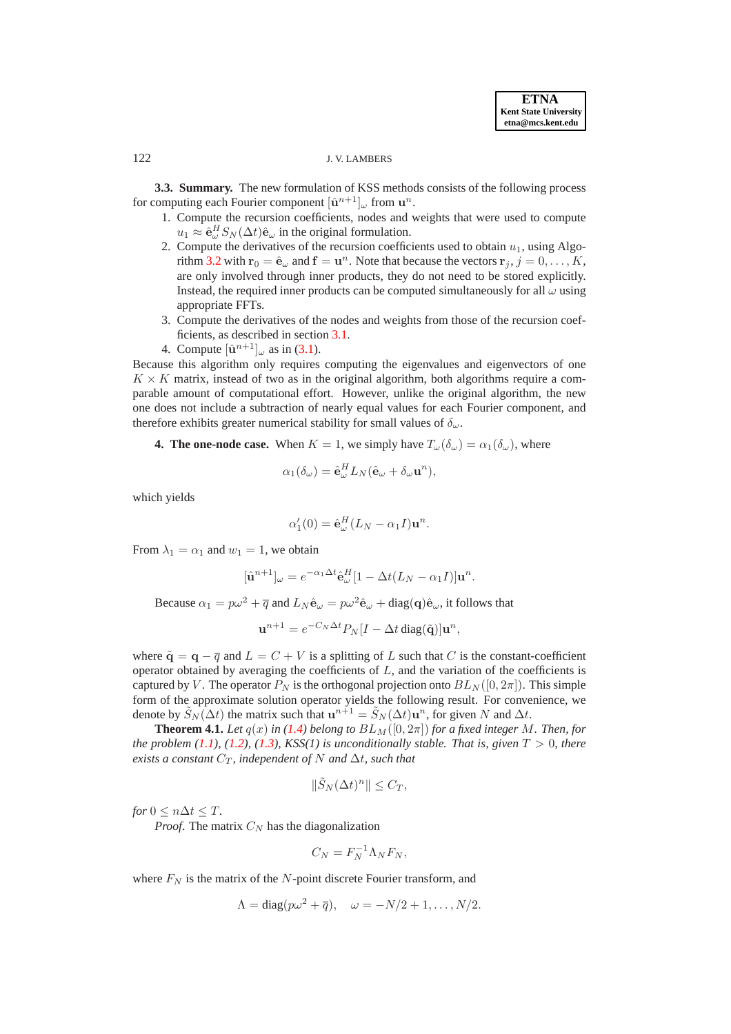**3.3. Summary.** The new formulation of KSS methods consists of the following process for computing each Fourier component $[\hat{\mathbf{u}}^{n+1}]_\omega$ from $\mathbf{u}^n$.

1. Compute the recursion coefficients, nodes and weights that were used to compute $u_1 \approx \hat{\mathbf{e}}_\omega^H S_N(\Delta t)\hat{\mathbf{e}}_\omega$ in the original formulation.
2. Compute the derivatives of the recursion coefficients used to obtain $u_1$, using Algorithm 3.2 with $\mathbf{r}_0 = \hat{\mathbf{e}}_\omega$ and $\mathbf{f} = \mathbf{u}^n$. Note that because the vectors $\mathbf{r}_j$, $j = 0, \ldots, K$, are only involved through inner products, they do not need to be stored explicitly. Instead, the required inner products can be computed simultaneously for all $\omega$ using appropriate FFTs.
3. Compute the derivatives of the nodes and weights from those of the recursion coefficients, as described in section 3.1.
4. Compute $[\hat{\mathbf{u}}^{n+1}]_\omega$ as in (3.1).

Because this algorithm only requires computing the eigenvalues and eigenvectors of one $K \times K$ matrix, instead of two as in the original algorithm, both algorithms require a comparable amount of computational effort. However, unlike the original algorithm, the new one does not include a subtraction of nearly equal values for each Fourier component, and therefore exhibits greater numerical stability for small values of $\delta_\omega$.

**4. The one-node case.** When $K = 1$, we simply have $T_\omega(\delta_\omega) = \alpha_1(\delta_\omega)$, where

$$\alpha_1(\delta_\omega) = \hat{\mathbf{e}}_\omega^H L_N(\hat{\mathbf{e}}_\omega + \delta_\omega \mathbf{u}^n),$$

which yields

$$\alpha_1'(0) = \hat{\mathbf{e}}_\omega^H (L_N - \alpha_1 I)\mathbf{u}^n.$$

From $\lambda_1 = \alpha_1$ and $w_1 = 1$, we obtain

$$[\hat{\mathbf{u}}^{n+1}]_\omega = e^{-\alpha_1 \Delta t}\hat{\mathbf{e}}_\omega^H [1 - \Delta t(L_N - \alpha_1 I)]\mathbf{u}^n.$$

Because $\alpha_1 = p\omega^2 + \overline{q}$ and $L_N \hat{\mathbf{e}}_\omega = p\omega^2 \hat{\mathbf{e}}_\omega + \operatorname{diag}(\mathbf{q})\hat{\mathbf{e}}_\omega$, it follows that

$$\mathbf{u}^{n+1} = e^{-C_N \Delta t} P_N [I - \Delta t \operatorname{diag}(\tilde{\mathbf{q}})]\mathbf{u}^n,$$

where $\tilde{\mathbf{q}} = \mathbf{q} - \overline{q}$ and $L = C + V$ is a splitting of $L$ such that $C$ is the constant-coefficient operator obtained by averaging the coefficients of $L$, and the variation of the coefficients is captured by $V$. The operator $P_N$ is the orthogonal projection onto $BL_N([0, 2\pi])$. This simple form of the approximate solution operator yields the following result. For convenience, we denote by $\tilde{S}_N(\Delta t)$ the matrix such that $\mathbf{u}^{n+1} = \tilde{S}_N(\Delta t)\mathbf{u}^n$, for given $N$ and $\Delta t$.

**Theorem 4.1.** *Let $q(x)$ in (1.4) belong to $BL_M([0, 2\pi])$ for a fixed integer $M$. Then, for the problem (1.1), (1.2), (1.3), KSS(1) is unconditionally stable. That is, given $T > 0$, there exists a constant $C_T$, independent of $N$ and $\Delta t$, such that*

$$\|\tilde{S}_N(\Delta t)^n\| \leq C_T,$$

*for $0 \leq n\Delta t \leq T$.*

*Proof.* The matrix $C_N$ has the diagonalization

$$C_N = F_N^{-1}\Lambda_N F_N,$$

where $F_N$ is the matrix of the $N$-point discrete Fourier transform, and

$$\Lambda = \operatorname{diag}(p\omega^2 + \overline{q}), \quad \omega = -N/2 + 1, \ldots, N/2.$$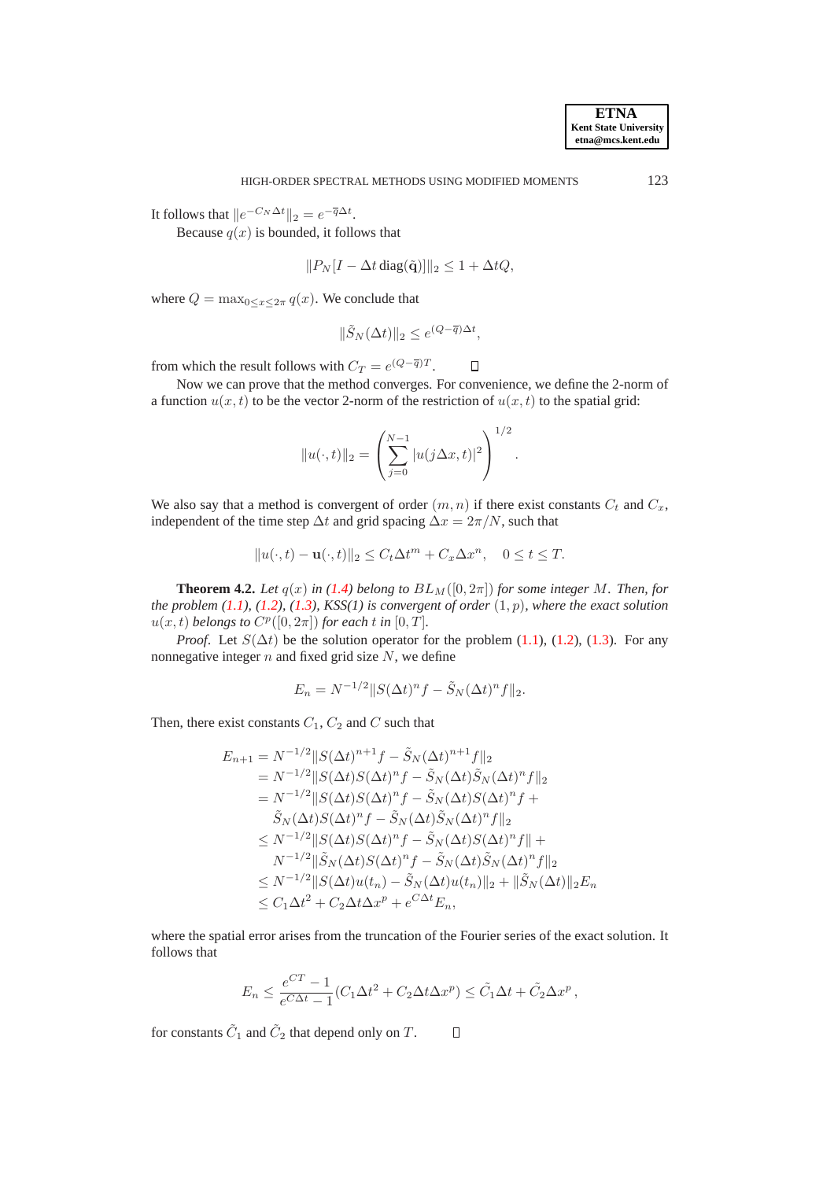It follows that $\|e^{-C_N \Delta t}\|_2 = e^{-\overline{q}\Delta t}$.

Because $q(x)$ is bounded, it follows that

$$\|P_N[I - \Delta t \,\mathrm{diag}(\tilde{\mathbf{q}})]\|_2 \leq 1 + \Delta t Q,$$

where $Q = \max_{0 \leq x \leq 2\pi} q(x)$. We conclude that

$$\|\tilde{S}_N(\Delta t)\|_2 \leq e^{(Q-\overline{q})\Delta t},$$

from which the result follows with $C_T = e^{(Q-\overline{q})T}$. □

Now we can prove that the method converges. For convenience, we define the 2-norm of a function $u(x,t)$ to be the vector 2-norm of the restriction of $u(x,t)$ to the spatial grid:

$$\|u(\cdot,t)\|_2 = \left( \sum_{j=0}^{N-1} |u(j\Delta x, t)|^2 \right)^{1/2}.$$

We also say that a method is convergent of order $(m,n)$ if there exist constants $C_t$ and $C_x$, independent of the time step $\Delta t$ and grid spacing $\Delta x = 2\pi/N$, such that

$$\|u(\cdot,t) - \mathbf{u}(\cdot,t)\|_2 \leq C_t \Delta t^m + C_x \Delta x^n, \quad 0 \leq t \leq T.$$

**Theorem 4.2.** *Let $q(x)$ in (1.4) belong to $BL_M([0,2\pi])$ for some integer $M$. Then, for the problem (1.1), (1.2), (1.3), KSS(1) is convergent of order $(1,p)$, where the exact solution $u(x,t)$ belongs to $C^p([0,2\pi])$ for each $t$ in $[0,T]$.*

*Proof.* Let $S(\Delta t)$ be the solution operator for the problem (1.1), (1.2), (1.3). For any nonnegative integer $n$ and fixed grid size $N$, we define

$$E_n = N^{-1/2}\|S(\Delta t)^n f - \tilde{S}_N(\Delta t)^n f\|_2.$$

Then, there exist constants $C_1$, $C_2$ and $C$ such that

$$\begin{aligned}
E_{n+1} &= N^{-1/2}\|S(\Delta t)^{n+1} f - \tilde{S}_N(\Delta t)^{n+1} f\|_2 \\
&= N^{-1/2}\|S(\Delta t)S(\Delta t)^n f - \tilde{S}_N(\Delta t)\tilde{S}_N(\Delta t)^n f\|_2 \\
&= N^{-1/2}\|S(\Delta t)S(\Delta t)^n f - \tilde{S}_N(\Delta t)S(\Delta t)^n f + \\
&\quad \tilde{S}_N(\Delta t)S(\Delta t)^n f - \tilde{S}_N(\Delta t)\tilde{S}_N(\Delta t)^n f\|_2 \\
&\leq N^{-1/2}\|S(\Delta t)S(\Delta t)^n f - \tilde{S}_N(\Delta t)S(\Delta t)^n f\| + \\
&\quad N^{-1/2}\|\tilde{S}_N(\Delta t)S(\Delta t)^n f - \tilde{S}_N(\Delta t)\tilde{S}_N(\Delta t)^n f\|_2 \\
&\leq N^{-1/2}\|S(\Delta t)u(t_n) - \tilde{S}_N(\Delta t)u(t_n)\|_2 + \|\tilde{S}_N(\Delta t)\|_2 E_n \\
&\leq C_1 \Delta t^2 + C_2 \Delta t \Delta x^p + e^{C\Delta t} E_n,
\end{aligned}$$

where the spatial error arises from the truncation of the Fourier series of the exact solution. It follows that

$$E_n \leq \frac{e^{CT} - 1}{e^{C\Delta t} - 1}(C_1 \Delta t^2 + C_2 \Delta t \Delta x^p) \leq \tilde{C}_1 \Delta t + \tilde{C}_2 \Delta x^p,$$

for constants $\tilde{C}_1$ and $\tilde{C}_2$ that depend only on $T$. □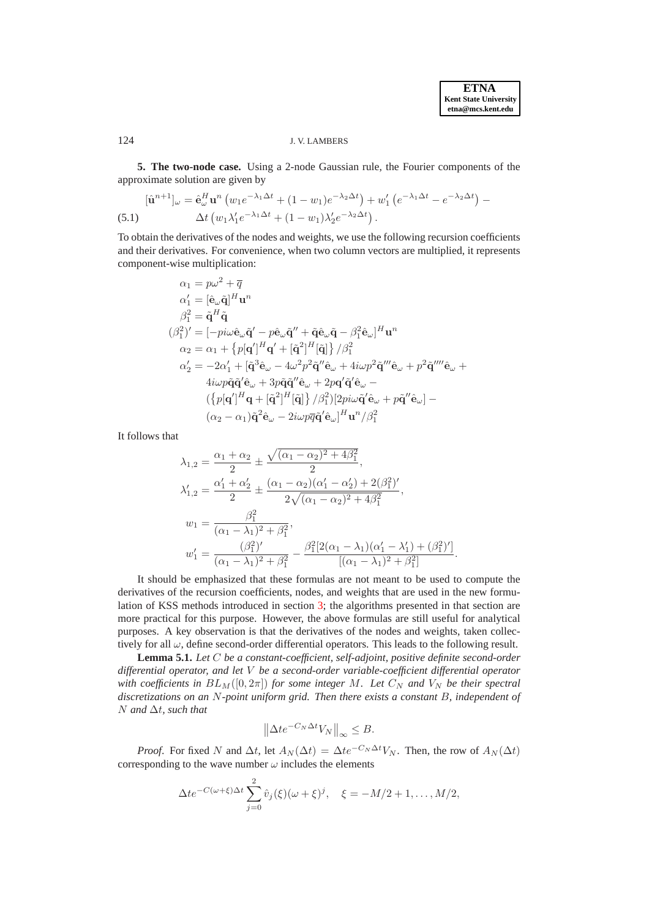**5. The two-node case.** Using a 2-node Gaussian rule, the Fourier components of the approximate solution are given by

$$
\begin{aligned}
[\hat{\mathbf{u}}^{n+1}]_\omega = \hat{\mathbf{e}}_\omega^H \mathbf{u}^n \left( w_1 e^{-\lambda_1 \Delta t} + (1-w_1) e^{-\lambda_2 \Delta t} \right) + w_1' \left( e^{-\lambda_1 \Delta t} - e^{-\lambda_2 \Delta t} \right) - \\
\Delta t \left( w_1 \lambda_1' e^{-\lambda_1 \Delta t} + (1-w_1) \lambda_2' e^{-\lambda_2 \Delta t} \right).
\end{aligned}
\tag{5.1}
$$

To obtain the derivatives of the nodes and weights, we use the following recursion coefficients and their derivatives. For convenience, when two column vectors are multiplied, it represents component-wise multiplication:

$$
\begin{aligned}
\alpha_1 &= p\omega^2 + \overline{q} \\
\alpha_1' &= [\hat{\mathbf{e}}_\omega \tilde{\mathbf{q}}]^H \mathbf{u}^n \\
\beta_1^2 &= \tilde{\mathbf{q}}^H \tilde{\mathbf{q}} \\
(\beta_1^2)' &= [-pi\omega \hat{\mathbf{e}}_\omega \tilde{\mathbf{q}}' - p \hat{\mathbf{e}}_\omega \tilde{\mathbf{q}}'' + \tilde{\mathbf{q}} \hat{\mathbf{e}}_\omega \tilde{\mathbf{q}} - \beta_1^2 \hat{\mathbf{e}}_\omega]^H \mathbf{u}^n \\
\alpha_2 &= \alpha_1 + \left\{ p[\mathbf{q}']^H \mathbf{q}' + [\tilde{\mathbf{q}}^2]^H [\tilde{\mathbf{q}}] \right\} / \beta_1^2 \\
\alpha_2' &= -2\alpha_1' + [\tilde{\mathbf{q}}^3 \hat{\mathbf{e}}_\omega - 4\omega^2 p^2 \tilde{\mathbf{q}}'' \hat{\mathbf{e}}_\omega + 4i\omega p^2 \tilde{\mathbf{q}}''' \hat{\mathbf{e}}_\omega + p^2 \tilde{\mathbf{q}}'''' \hat{\mathbf{e}}_\omega + \\
&\quad 4i\omega p \tilde{\mathbf{q}} \tilde{\mathbf{q}}' \hat{\mathbf{e}}_\omega + 3p \tilde{\mathbf{q}} \tilde{\mathbf{q}}'' \hat{\mathbf{e}}_\omega + 2p \mathbf{q}' \tilde{\mathbf{q}}' \hat{\mathbf{e}}_\omega - \\
&\quad (\left\{ p[\mathbf{q}']^H \mathbf{q} + [\tilde{\mathbf{q}}^2]^H [\tilde{\mathbf{q}}] \right\} / \beta_1^2) [2pi\omega \tilde{\mathbf{q}}' \hat{\mathbf{e}}_\omega + p \tilde{\mathbf{q}}'' \hat{\mathbf{e}}_\omega] - \\
&\quad (\alpha_2 - \alpha_1) \tilde{\mathbf{q}}^2 \hat{\mathbf{e}}_\omega - 2i\omega p \overline{q} \tilde{\mathbf{q}}' \hat{\mathbf{e}}_\omega]^H \mathbf{u}^n / \beta_1^2
\end{aligned}
$$

It follows that

$$
\begin{aligned}
\lambda_{1,2} &= \frac{\alpha_1 + \alpha_2}{2} \pm \frac{\sqrt{(\alpha_1 - \alpha_2)^2 + 4\beta_1^2}}{2}, \\
\lambda_{1,2}' &= \frac{\alpha_1' + \alpha_2'}{2} \pm \frac{(\alpha_1 - \alpha_2)(\alpha_1' - \alpha_2') + 2(\beta_1^2)'}{2\sqrt{(\alpha_1 - \alpha_2)^2 + 4\beta_1^2}}, \\
w_1 &= \frac{\beta_1^2}{(\alpha_1 - \lambda_1)^2 + \beta_1^2}, \\
w_1' &= \frac{(\beta_1^2)'}{(\alpha_1 - \lambda_1)^2 + \beta_1^2} - \frac{\beta_1^2 [2(\alpha_1 - \lambda_1)(\alpha_1' - \lambda_1') + (\beta_1^2)']}{[(\alpha_1 - \lambda_1)^2 + \beta_1^2]}.
\end{aligned}
$$

It should be emphasized that these formulas are not meant to be used to compute the derivatives of the recursion coefficients, nodes, and weights that are used in the new formulation of KSS methods introduced in section 3; the algorithms presented in that section are more practical for this purpose. However, the above formulas are still useful for analytical purposes. A key observation is that the derivatives of the nodes and weights, taken collectively for all $\omega$, define second-order differential operators. This leads to the following result.

**Lemma 5.1.** *Let $C$ be a constant-coefficient, self-adjoint, positive definite second-order differential operator, and let $V$ be a second-order variable-coefficient differential operator with coefficients in $BL_M([0, 2\pi])$ for some integer $M$. Let $C_N$ and $V_N$ be their spectral discretizations on an $N$-point uniform grid. Then there exists a constant $B$, independent of $N$ and $\Delta t$, such that*

$$
\left\| \Delta t e^{-C_N \Delta t} V_N \right\|_\infty \leq B.
$$

*Proof.* For fixed $N$ and $\Delta t$, let $A_N(\Delta t) = \Delta t e^{-C_N \Delta t} V_N$. Then, the row of $A_N(\Delta t)$ corresponding to the wave number $\omega$ includes the elements

$$
\Delta t e^{-C(\omega+\xi)\Delta t} \sum_{j=0}^{2} \hat{v}_j(\xi)(\omega + \xi)^j, \quad \xi = -M/2 + 1, \ldots, M/2,
$$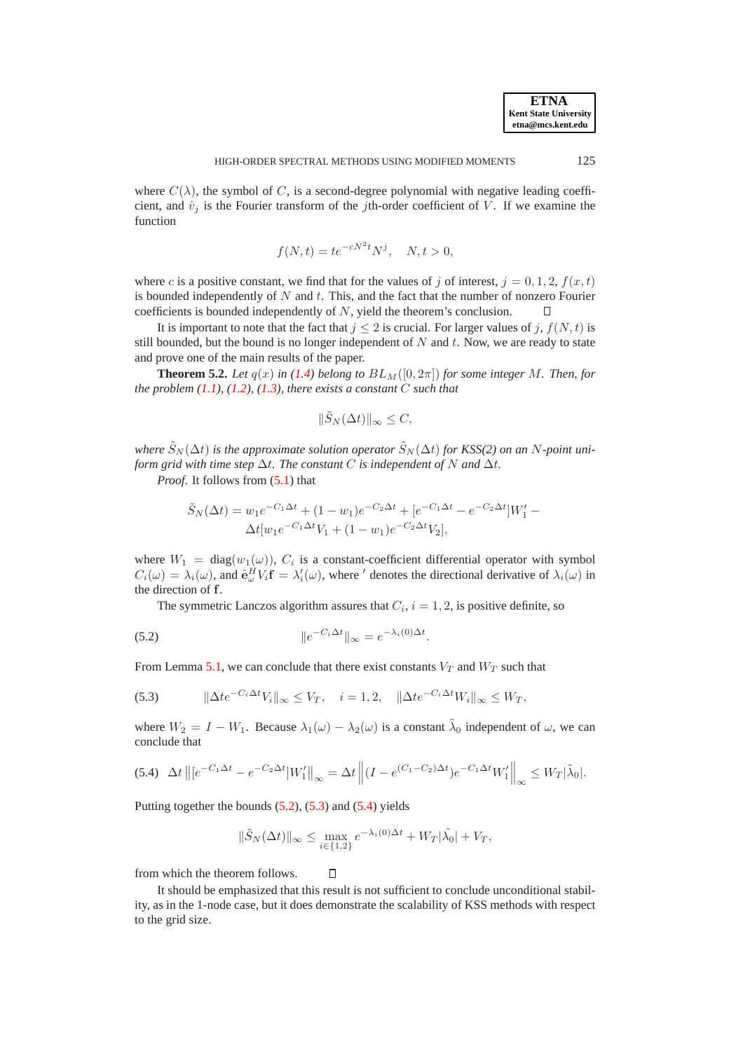where $C(\lambda)$, the symbol of $C$, is a second-degree polynomial with negative leading coefficient, and $\hat{v}_j$ is the Fourier transform of the $j$th-order coefficient of $V$. If we examine the function

$$f(N,t) = te^{-cN^2t}N^j, \quad N, t > 0,$$

where $c$ is a positive constant, we find that for the values of $j$ of interest, $j = 0, 1, 2$, $f(x,t)$ is bounded independently of $N$ and $t$. This, and the fact that the number of nonzero Fourier coefficients is bounded independently of $N$, yield the theorem's conclusion. □

It is important to note that the fact that $j \leq 2$ is crucial. For larger values of $j$, $f(N,t)$ is still bounded, but the bound is no longer independent of $N$ and $t$. Now, we are ready to state and prove one of the main results of the paper.

**Theorem 5.2.** *Let $q(x)$ in (1.4) belong to $BL_M([0, 2\pi])$ for some integer $M$. Then, for the problem (1.1), (1.2), (1.3), there exists a constant $C$ such that*

$$\|\tilde{S}_N(\Delta t)\|_\infty \leq C,$$

*where $\tilde{S}_N(\Delta t)$ is the approximate solution operator $\tilde{S}_N(\Delta t)$ for KSS(2) on an $N$-point uniform grid with time step $\Delta t$. The constant $C$ is independent of $N$ and $\Delta t$.*

*Proof.* It follows from (5.1) that

$$\tilde{S}_N(\Delta t) = w_1 e^{-C_1\Delta t} + (1-w_1)e^{-C_2\Delta t} + [e^{-C_1\Delta t} - e^{-C_2\Delta t}]W_1' - \Delta t[w_1 e^{-C_1\Delta t}V_1 + (1-w_1)e^{-C_2\Delta t}V_2],$$

where $W_1 = \mathrm{diag}(w_1(\omega))$, $C_i$ is a constant-coefficient differential operator with symbol $C_i(\omega) = \lambda_i(\omega)$, and $\hat{\mathbf{e}}_\omega^H V_i \mathbf{f} = \lambda_i'(\omega)$, where $'$ denotes the directional derivative of $\lambda_i(\omega)$ in the direction of $\mathbf{f}$.

The symmetric Lanczos algorithm assures that $C_i$, $i = 1, 2$, is positive definite, so

$$\|e^{-C_i\Delta t}\|_\infty = e^{-\lambda_i(0)\Delta t}. \tag{5.2}$$

From Lemma 5.1, we can conclude that there exist constants $V_T$ and $W_T$ such that

$$\|\Delta t e^{-C_i\Delta t}V_i\|_\infty \leq V_T, \quad i = 1, 2, \quad \|\Delta t e^{-C_i\Delta t}W_i\|_\infty \leq W_T, \tag{5.3}$$

where $W_2 = I - W_1$. Because $\lambda_1(\omega) - \lambda_2(\omega)$ is a constant $\tilde{\lambda}_0$ independent of $\omega$, we can conclude that

$$\Delta t \left\|[e^{-C_1\Delta t} - e^{-C_2\Delta t}]W_1'\right\|_\infty = \Delta t \left\|(I - e^{(C_1-C_2)\Delta t})e^{-C_1\Delta t}W_1'\right\|_\infty \leq W_T|\tilde{\lambda}_0|. \tag{5.4}$$

Putting together the bounds (5.2), (5.3) and (5.4) yields

$$\|\tilde{S}_N(\Delta t)\|_\infty \leq \max_{i\in\{1,2\}} e^{-\lambda_i(0)\Delta t} + W_T|\tilde{\lambda_0}| + V_T,$$

from which the theorem follows. □

It should be emphasized that this result is not sufficient to conclude unconditional stability, as in the 1-node case, but it does demonstrate the scalability of KSS methods with respect to the grid size.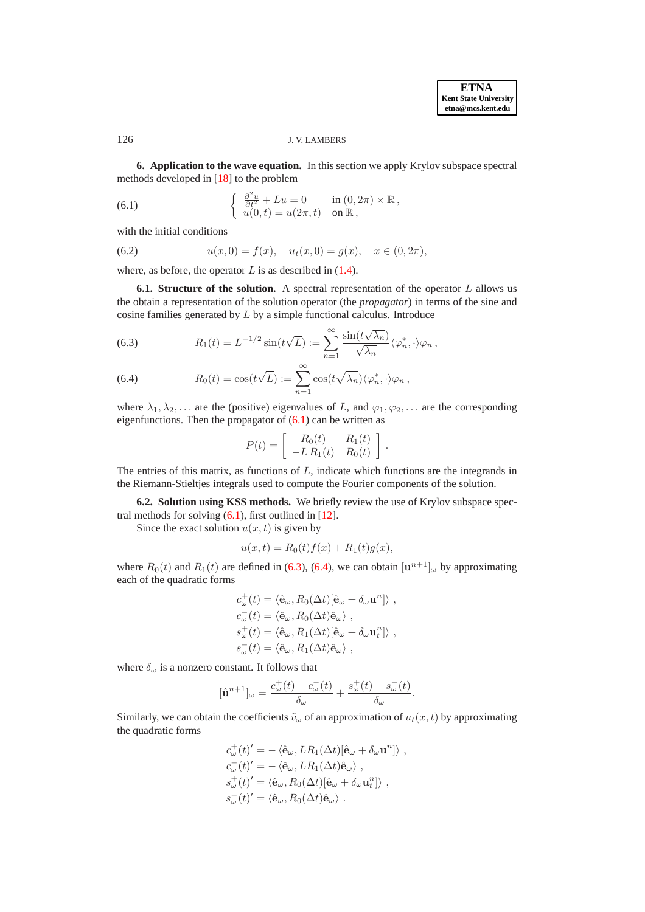## 6. Application to the wave equation.

In this section we apply Krylov subspace spectral methods developed in [18] to the problem

$$
\left\{ \begin{array}{ll} \frac{\partial^2 u}{\partial t^2} + Lu = 0 & \text{in } (0, 2\pi) \times \mathbb{R}\,, \\ u(0,t) = u(2\pi, t) & \text{on } \mathbb{R}\,, \end{array} \right. \tag{6.1}
$$

with the initial conditions

$$
u(x,0) = f(x), \quad u_t(x,0) = g(x), \quad x \in (0, 2\pi), \tag{6.2}
$$

where, as before, the operator $L$ is as described in (1.4).

### 6.1. Structure of the solution.

A spectral representation of the operator $L$ allows us the obtain a representation of the solution operator (the *propagator*) in terms of the sine and cosine families generated by $L$ by a simple functional calculus. Introduce

$$
R_1(t) = L^{-1/2}\sin(t\sqrt{L}) := \sum_{n=1}^{\infty} \frac{\sin(t\sqrt{\lambda_n})}{\sqrt{\lambda_n}} \langle \varphi_n^*, \cdot \rangle \varphi_n\,, \tag{6.3}
$$

$$
R_0(t) = \cos(t\sqrt{L}) := \sum_{n=1}^{\infty} \cos(t\sqrt{\lambda_n}) \langle \varphi_n^*, \cdot \rangle \varphi_n\,, \tag{6.4}
$$

where $\lambda_1, \lambda_2, \ldots$ are the (positive) eigenvalues of $L$, and $\varphi_1, \varphi_2, \ldots$ are the corresponding eigenfunctions. Then the propagator of (6.1) can be written as

$$
P(t) = \left[ \begin{array}{cc} R_0(t) & R_1(t) \\ -L\,R_1(t) & R_0(t) \end{array} \right].
$$

The entries of this matrix, as functions of $L$, indicate which functions are the integrands in the Riemann-Stieltjes integrals used to compute the Fourier components of the solution.

### 6.2. Solution using KSS methods.

We briefly review the use of Krylov subspace spectral methods for solving (6.1), first outlined in [12].

Since the exact solution $u(x,t)$ is given by

$$
u(x,t) = R_0(t)f(x) + R_1(t)g(x),
$$

where $R_0(t)$ and $R_1(t)$ are defined in (6.3), (6.4), we can obtain $[\mathbf{u}^{n+1}]_\omega$ by approximating each of the quadratic forms

$$
\begin{aligned}
c_\omega^+(t) &= \langle \hat{\mathbf{e}}_\omega, R_0(\Delta t)[\hat{\mathbf{e}}_\omega + \delta_\omega \mathbf{u}^n] \rangle\,, \\
c_\omega^-(t) &= \langle \hat{\mathbf{e}}_\omega, R_0(\Delta t)\hat{\mathbf{e}}_\omega \rangle\,, \\
s_\omega^+(t) &= \langle \hat{\mathbf{e}}_\omega, R_1(\Delta t)[\hat{\mathbf{e}}_\omega + \delta_\omega \mathbf{u}_t^n] \rangle\,, \\
s_\omega^-(t) &= \langle \hat{\mathbf{e}}_\omega, R_1(\Delta t)\hat{\mathbf{e}}_\omega \rangle\,,
\end{aligned}
$$

where $\delta_\omega$ is a nonzero constant. It follows that

$$
[\hat{\mathbf{u}}^{n+1}]_\omega = \frac{c_\omega^+(t) - c_\omega^-(t)}{\delta_\omega} + \frac{s_\omega^+(t) - s_\omega^-(t)}{\delta_\omega}.
$$

Similarly, we can obtain the coefficients $\tilde{v}_\omega$ of an approximation of $u_t(x,t)$ by approximating the quadratic forms

$$
\begin{aligned}
c_\omega^+(t)' &= -\langle \hat{\mathbf{e}}_\omega, LR_1(\Delta t)[\hat{\mathbf{e}}_\omega + \delta_\omega \mathbf{u}^n] \rangle\,, \\
c_\omega^-(t)' &= -\langle \hat{\mathbf{e}}_\omega, LR_1(\Delta t)\hat{\mathbf{e}}_\omega \rangle\,, \\
s_\omega^+(t)' &= \langle \hat{\mathbf{e}}_\omega, R_0(\Delta t)[\hat{\mathbf{e}}_\omega + \delta_\omega \mathbf{u}_t^n] \rangle\,, \\
s_\omega^-(t)' &= \langle \hat{\mathbf{e}}_\omega, R_0(\Delta t)\hat{\mathbf{e}}_\omega \rangle\,.
\end{aligned}
$$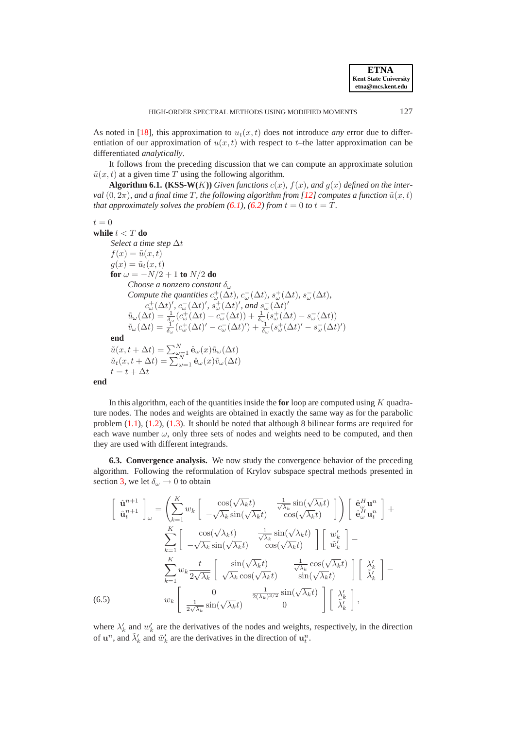As noted in [18], this approximation to $u_t(x,t)$ does not introduce *any* error due to differentiation of our approximation of $u(x,t)$ with respect to $t$–the latter approximation can be differentiated *analytically*.

It follows from the preceding discussion that we can compute an approximate solution $\tilde{u}(x,t)$ at a given time $T$ using the following algorithm.

**Algorithm 6.1. (KSS-W($K$))** *Given functions $c(x)$, $f(x)$, and $g(x)$ defined on the interval $(0,2\pi)$, and a final time $T$, the following algorithm from [12] computes a function $\tilde{u}(x,t)$ that approximately solves the problem (6.1), (6.2) from $t=0$ to $t=T$.*

$t = 0$
**while** $t < T$ **do**
  *Select a time step* $\Delta t$
  $f(x) = \tilde{u}(x,t)$
  $g(x) = \tilde{u}_t(x,t)$
  **for** $\omega = -N/2+1$ **to** $N/2$ **do**
    *Choose a nonzero constant* $\delta_\omega$
    *Compute the quantities* $c_\omega^+(\Delta t)$, $c_\omega^-(\Delta t)$, $s_\omega^+(\Delta t)$, $s_\omega^-(\Delta t)$,
      $c_\omega^+(\Delta t)'$, $c_\omega^-(\Delta t)'$, $s_\omega^+(\Delta t)'$, *and* $s_\omega^-(\Delta t)'$
    $\tilde{u}_\omega(\Delta t) = \frac{1}{\delta_\omega}(c_\omega^+(\Delta t) - c_\omega^-(\Delta t)) + \frac{1}{\delta_\omega}(s_\omega^+(\Delta t) - s_\omega^-(\Delta t))$
    $\tilde{v}_\omega(\Delta t) = \frac{1}{\delta_\omega}(c_\omega^+(\Delta t)' - c_\omega^-(\Delta t)') + \frac{1}{\delta_\omega}(s_\omega^+(\Delta t)' - s_\omega^-(\Delta t)')$
  **end**
  $\tilde{u}(x,t+\Delta t) = \sum_{\omega=1}^N \hat{\mathbf{e}}_\omega(x)\tilde{u}_\omega(\Delta t)$
  $\tilde{u}_t(x,t+\Delta t) = \sum_{\omega=1}^N \hat{\mathbf{e}}_\omega(x)\tilde{v}_\omega(\Delta t)$
  $t = t + \Delta t$
**end**

In this algorithm, each of the quantities inside the **for** loop are computed using $K$ quadrature nodes. The nodes and weights are obtained in exactly the same way as for the parabolic problem (1.1), (1.2), (1.3). It should be noted that although 8 bilinear forms are required for each wave number $\omega$, only three sets of nodes and weights need to be computed, and then they are used with different integrands.

**6.3. Convergence analysis.** We now study the convergence behavior of the preceding algorithm. Following the reformulation of Krylov subspace spectral methods presented in section 3, we let $\delta_\omega \to 0$ to obtain

$$
\begin{aligned}
\left[\begin{array}{c} \hat{\mathbf{u}}^{n+1} \\ \hat{\mathbf{u}}_t^{n+1} \end{array}\right]_\omega = {} & \left(\sum_{k=1}^K w_k \left[\begin{array}{cc} \cos(\sqrt{\lambda_k}t) & \frac{1}{\sqrt{\lambda_k}}\sin(\sqrt{\lambda_k}t) \\ -\sqrt{\lambda_k}\sin(\sqrt{\lambda_k}t) & \cos(\sqrt{\lambda_k}t) \end{array}\right]\right) \left[\begin{array}{c} \hat{\mathbf{e}}_\omega^H \mathbf{u}^n \\ \hat{\mathbf{e}}_\omega^H \mathbf{u}_t^n \end{array}\right] + \\
& \sum_{k=1}^K \left[\begin{array}{cc} \cos(\sqrt{\lambda_k}t) & \frac{1}{\sqrt{\lambda_k}}\sin(\sqrt{\lambda_k}t) \\ -\sqrt{\lambda_k}\sin(\sqrt{\lambda_k}t) & \cos(\sqrt{\lambda_k}t) \end{array}\right] \left[\begin{array}{c} w_k' \\ \tilde{w}_k' \end{array}\right] - \\
& \sum_{k=1}^K w_k \frac{t}{2\sqrt{\lambda_k}} \left[\begin{array}{cc} \sin(\sqrt{\lambda_k}t) & -\frac{1}{\sqrt{\lambda_k}}\cos(\sqrt{\lambda_k}t) \\ \sqrt{\lambda_k}\cos(\sqrt{\lambda_k}t) & \sin(\sqrt{\lambda_k}t) \end{array}\right] \left[\begin{array}{c} \lambda_k' \\ \tilde{\lambda}_k' \end{array}\right] - \\
& w_k \left[\begin{array}{cc} 0 & \frac{1}{2(\lambda_k)^{3/2}}\sin(\sqrt{\lambda_k}t) \\ \frac{1}{2\sqrt{\lambda_k}}\sin(\sqrt{\lambda_k}t) & 0 \end{array}\right] \left[\begin{array}{c} \lambda_k' \\ \tilde{\lambda}_k' \end{array}\right],
\end{aligned}
\tag{6.5}
$$

where $\lambda_k'$ and $w_k'$ are the derivatives of the nodes and weights, respectively, in the direction of $\mathbf{u}^n$, and $\tilde{\lambda}_k'$ and $\tilde{w}_k'$ are the derivatives in the direction of $\mathbf{u}_t^n$.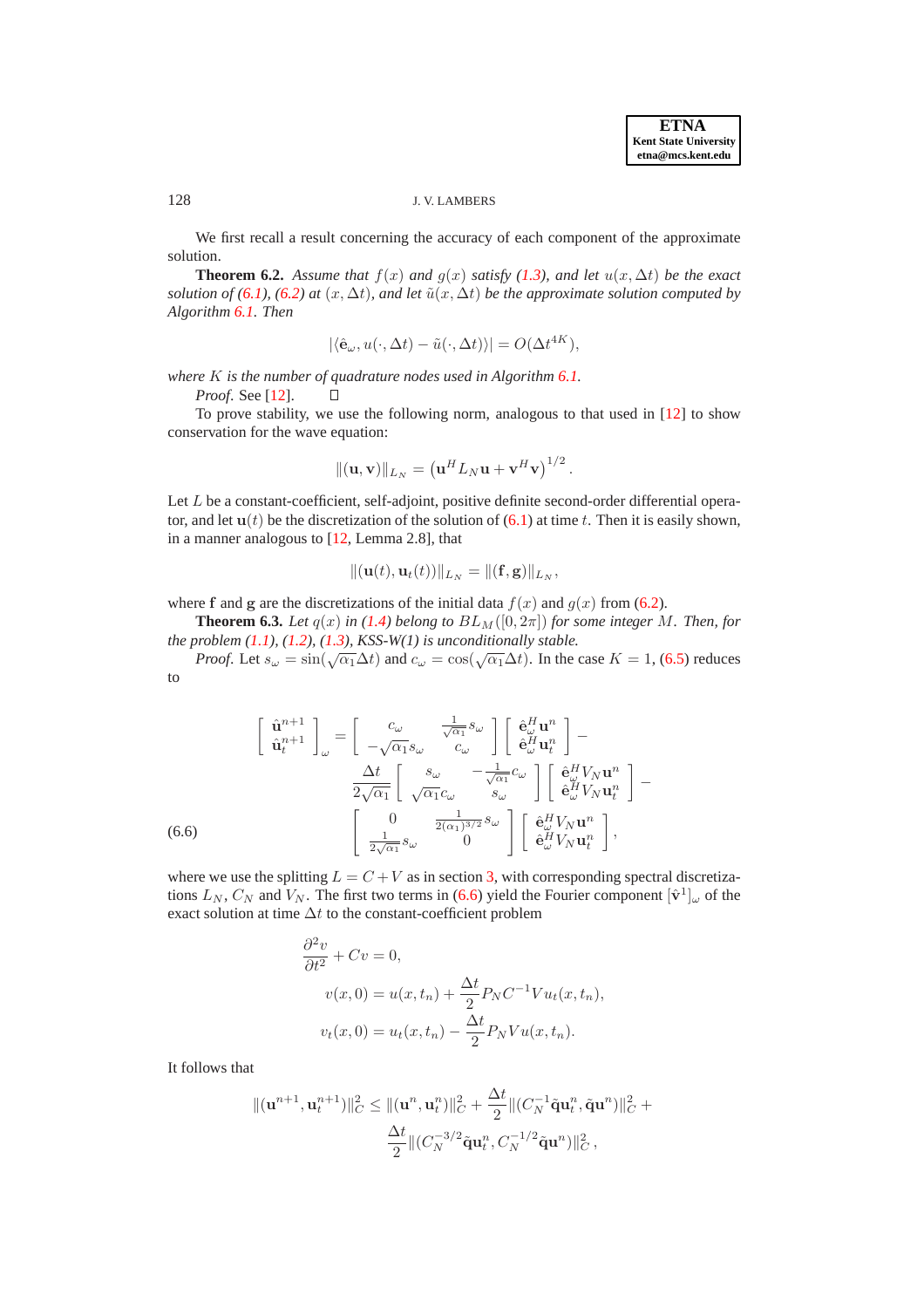We first recall a result concerning the accuracy of each component of the approximate solution.

**Theorem 6.2.** *Assume that $f(x)$ and $g(x)$ satisfy (1.3), and let $u(x, \Delta t)$ be the exact solution of (6.1), (6.2) at $(x, \Delta t)$, and let $\tilde{u}(x, \Delta t)$ be the approximate solution computed by Algorithm 6.1. Then*

$$|\langle \hat{\mathbf{e}}_\omega, u(\cdot, \Delta t) - \tilde{u}(\cdot, \Delta t)\rangle| = O(\Delta t^{4K}),$$

*where $K$ is the number of quadrature nodes used in Algorithm 6.1.*

*Proof.* See [12]. □

To prove stability, we use the following norm, analogous to that used in [12] to show conservation for the wave equation:

$$\|(\mathbf{u}, \mathbf{v})\|_{L_N} = \left(\mathbf{u}^H L_N \mathbf{u} + \mathbf{v}^H \mathbf{v}\right)^{1/2}.$$

Let $L$ be a constant-coefficient, self-adjoint, positive definite second-order differential operator, and let $\mathbf{u}(t)$ be the discretization of the solution of (6.1) at time $t$. Then it is easily shown, in a manner analogous to [12, Lemma 2.8], that

$$\|(\mathbf{u}(t), \mathbf{u}_t(t))\|_{L_N} = \|(\mathbf{f}, \mathbf{g})\|_{L_N},$$

where $\mathbf{f}$ and $\mathbf{g}$ are the discretizations of the initial data $f(x)$ and $g(x)$ from (6.2).

**Theorem 6.3.** *Let $q(x)$ in (1.4) belong to $BL_M([0, 2\pi])$ for some integer $M$. Then, for the problem (1.1), (1.2), (1.3), KSS-W(1) is unconditionally stable.*

*Proof.* Let $s_\omega = \sin(\sqrt{\alpha_1}\Delta t)$ and $c_\omega = \cos(\sqrt{\alpha_1}\Delta t)$. In the case $K = 1$, (6.5) reduces to

$$\begin{aligned}
\begin{bmatrix} \hat{\mathbf{u}}^{n+1} \\ \hat{\mathbf{u}}_t^{n+1} \end{bmatrix}_\omega = {} & \begin{bmatrix} c_\omega & \frac{1}{\sqrt{\alpha_1}} s_\omega \\ -\sqrt{\alpha_1} s_\omega & c_\omega \end{bmatrix} \begin{bmatrix} \hat{\mathbf{e}}_\omega^H \mathbf{u}^n \\ \hat{\mathbf{e}}_\omega^H \mathbf{u}_t^n \end{bmatrix} - \\
& \frac{\Delta t}{2\sqrt{\alpha_1}} \begin{bmatrix} s_\omega & -\frac{1}{\sqrt{\alpha_1}} c_\omega \\ \sqrt{\alpha_1} c_\omega & s_\omega \end{bmatrix} \begin{bmatrix} \hat{\mathbf{e}}_\omega^H V_N \mathbf{u}^n \\ \hat{\mathbf{e}}_\omega^H V_N \mathbf{u}_t^n \end{bmatrix} - \\
& \begin{bmatrix} 0 & \frac{1}{2(\alpha_1)^{3/2}} s_\omega \\ \frac{1}{2\sqrt{\alpha_1}} s_\omega & 0 \end{bmatrix} \begin{bmatrix} \hat{\mathbf{e}}_\omega^H V_N \mathbf{u}^n \\ \hat{\mathbf{e}}_\omega^H V_N \mathbf{u}_t^n \end{bmatrix},
\end{aligned} \tag{6.6}$$

where we use the splitting $L = C + V$ as in section 3, with corresponding spectral discretizations $L_N$, $C_N$ and $V_N$. The first two terms in (6.6) yield the Fourier component $[\hat{\mathbf{v}}^1]_\omega$ of the exact solution at time $\Delta t$ to the constant-coefficient problem

$$\begin{aligned}
&\frac{\partial^2 v}{\partial t^2} + Cv = 0, \\
&\quad v(x, 0) = u(x, t_n) + \frac{\Delta t}{2} P_N C^{-1} V u_t(x, t_n), \\
&\quad v_t(x, 0) = u_t(x, t_n) - \frac{\Delta t}{2} P_N V u(x, t_n).
\end{aligned}$$

It follows that

$$\begin{aligned}
\|(\mathbf{u}^{n+1}, \mathbf{u}_t^{n+1})\|_C^2 \leq {} & \|(\mathbf{u}^n, \mathbf{u}_t^n)\|_C^2 + \frac{\Delta t}{2} \|(C_N^{-1} \tilde{\mathbf{q}} \mathbf{u}_t^n, \tilde{\mathbf{q}} \mathbf{u}^n)\|_C^2 + \\
& \frac{\Delta t}{2} \|(C_N^{-3/2} \tilde{\mathbf{q}} \mathbf{u}_t^n, C_N^{-1/2} \tilde{\mathbf{q}} \mathbf{u}^n)\|_C^2,
\end{aligned}$$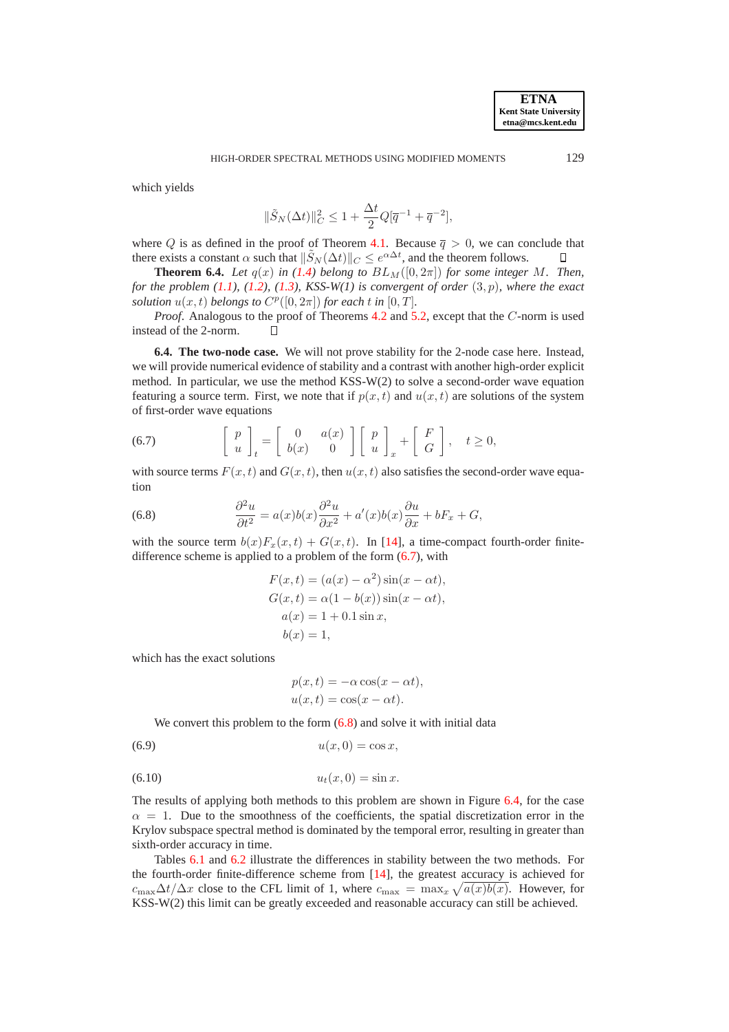which yields

$$\|\tilde{S}_N(\Delta t)\|_C^2 \leq 1 + \frac{\Delta t}{2} Q[\overline{q}^{-1} + \overline{q}^{-2}],$$

where $Q$ is as defined in the proof of Theorem 4.1. Because $\overline{q} > 0$, we can conclude that there exists a constant $\alpha$ such that $\|\tilde{S}_N(\Delta t)\|_C \leq e^{\alpha \Delta t}$, and the theorem follows. ∎

**Theorem 6.4.** *Let $q(x)$ in (1.4) belong to $BL_M([0, 2\pi])$ for some integer $M$. Then, for the problem (1.1), (1.2), (1.3), KSS-W(1) is convergent of order $(3, p)$, where the exact solution $u(x,t)$ belongs to $C^p([0, 2\pi])$ for each $t$ in $[0, T]$.*

*Proof.* Analogous to the proof of Theorems 4.2 and 5.2, except that the $C$-norm is used instead of the 2-norm. ∎

**6.4. The two-node case.** We will not prove stability for the 2-node case here. Instead, we will provide numerical evidence of stability and a contrast with another high-order explicit method. In particular, we use the method KSS-W(2) to solve a second-order wave equation featuring a source term. First, we note that if $p(x,t)$ and $u(x,t)$ are solutions of the system of first-order wave equations

$$\left[ \begin{array}{c} p \\ u \end{array} \right]_t = \left[ \begin{array}{cc} 0 & a(x) \\ b(x) & 0 \end{array} \right] \left[ \begin{array}{c} p \\ u \end{array} \right]_x + \left[ \begin{array}{c} F \\ G \end{array} \right], \quad t \geq 0, \tag{6.7}$$

with source terms $F(x,t)$ and $G(x,t)$, then $u(x,t)$ also satisfies the second-order wave equation

$$\frac{\partial^2 u}{\partial t^2} = a(x)b(x)\frac{\partial^2 u}{\partial x^2} + a'(x)b(x)\frac{\partial u}{\partial x} + bF_x + G, \tag{6.8}$$

with the source term $b(x)F_x(x,t) + G(x,t)$. In [14], a time-compact fourth-order finite-difference scheme is applied to a problem of the form (6.7), with

$$\begin{aligned} F(x,t) &= (a(x) - \alpha^2)\sin(x - \alpha t), \\ G(x,t) &= \alpha(1 - b(x))\sin(x - \alpha t), \\ a(x) &= 1 + 0.1\sin x, \\ b(x) &= 1, \end{aligned}$$

which has the exact solutions

$$\begin{aligned} p(x,t) &= -\alpha\cos(x - \alpha t), \\ u(x,t) &= \cos(x - \alpha t). \end{aligned}$$

We convert this problem to the form (6.8) and solve it with initial data

$$u(x,0) = \cos x, \tag{6.9}$$

$$u_t(x,0) = \sin x. \tag{6.10}$$

The results of applying both methods to this problem are shown in Figure 6.4, for the case $\alpha = 1$. Due to the smoothness of the coefficients, the spatial discretization error in the Krylov subspace spectral method is dominated by the temporal error, resulting in greater than sixth-order accuracy in time.

Tables 6.1 and 6.2 illustrate the differences in stability between the two methods. For the fourth-order finite-difference scheme from [14], the greatest accuracy is achieved for $c_{\max}\Delta t/\Delta x$ close to the CFL limit of 1, where $c_{\max} = \max_x \sqrt{a(x)b(x)}$. However, for KSS-W(2) this limit can be greatly exceeded and reasonable accuracy can still be achieved.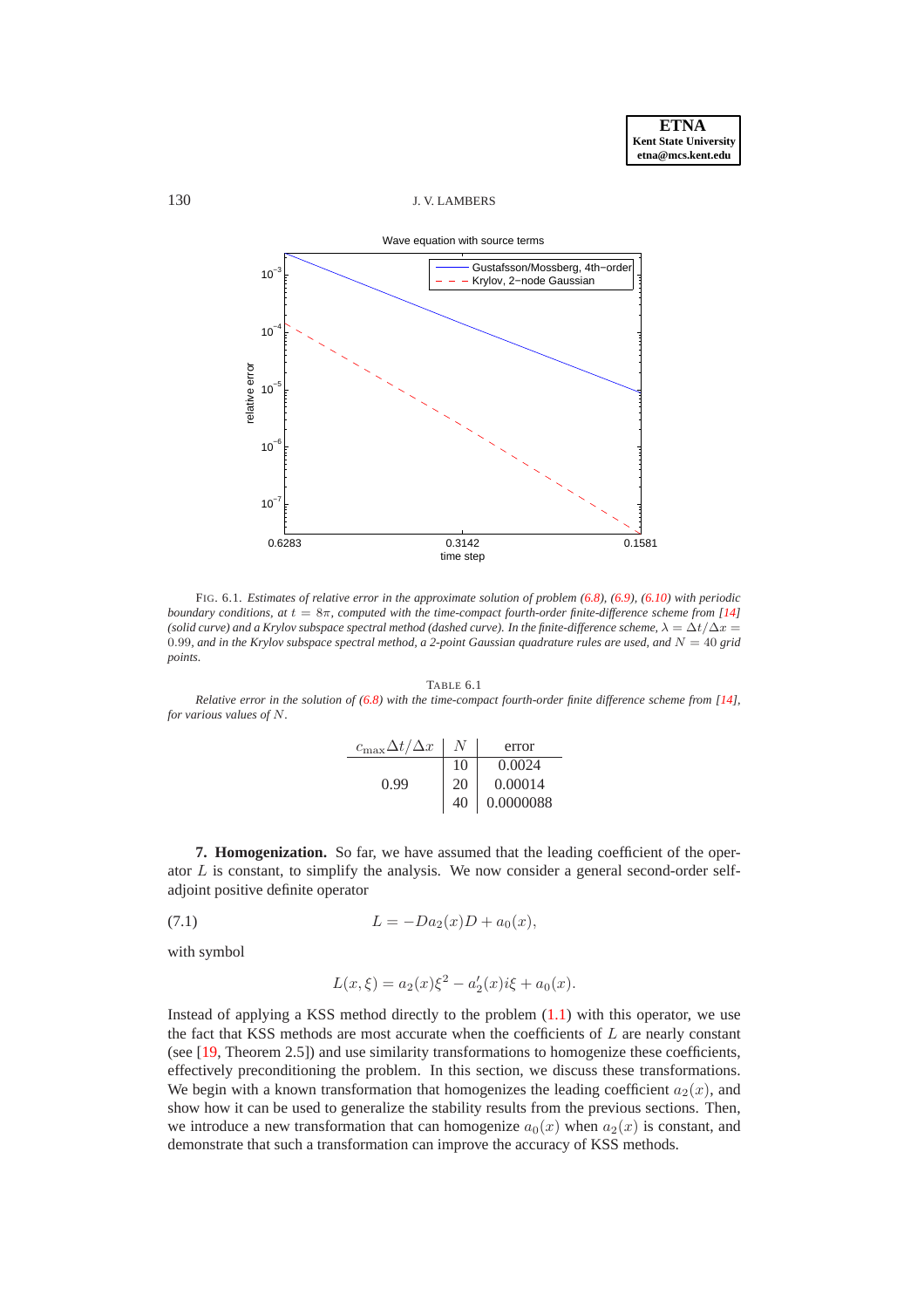FIG. 6.1. *Estimates of relative error in the approximate solution of problem (6.8), (6.9), (6.10) with periodic boundary conditions, at $t = 8\pi$, computed with the time-compact fourth-order finite-difference scheme from [14] (solid curve) and a Krylov subspace spectral method (dashed curve). In the finite-difference scheme, $\lambda = \Delta t/\Delta x = 0.99$, and in the Krylov subspace spectral method, a 2-point Gaussian quadrature rules are used, and $N = 40$ grid points.*

TABLE 6.1
*Relative error in the solution of (6.8) with the time-compact fourth-order finite difference scheme from [14], for various values of $N$.*

| $c_{\max}\Delta t/\Delta x$ | $N$ | error |
|---|---|---|
| 0.99 | 10 | 0.0024 |
| | 20 | 0.00014 |
| | 40 | 0.0000088 |

**7. Homogenization.** So far, we have assumed that the leading coefficient of the operator $L$ is constant, to simplify the analysis. We now consider a general second-order self-adjoint positive definite operator

$$L = -Da_2(x)D + a_0(x), \tag{7.1}$$

with symbol

$$L(x, \xi) = a_2(x)\xi^2 - a_2'(x)i\xi + a_0(x).$$

Instead of applying a KSS method directly to the problem (1.1) with this operator, we use the fact that KSS methods are most accurate when the coefficients of $L$ are nearly constant (see [19, Theorem 2.5]) and use similarity transformations to homogenize these coefficients, effectively preconditioning the problem. In this section, we discuss these transformations. We begin with a known transformation that homogenizes the leading coefficient $a_2(x)$, and show how it can be used to generalize the stability results from the previous sections. Then, we introduce a new transformation that can homogenize $a_0(x)$ when $a_2(x)$ is constant, and demonstrate that such a transformation can improve the accuracy of KSS methods.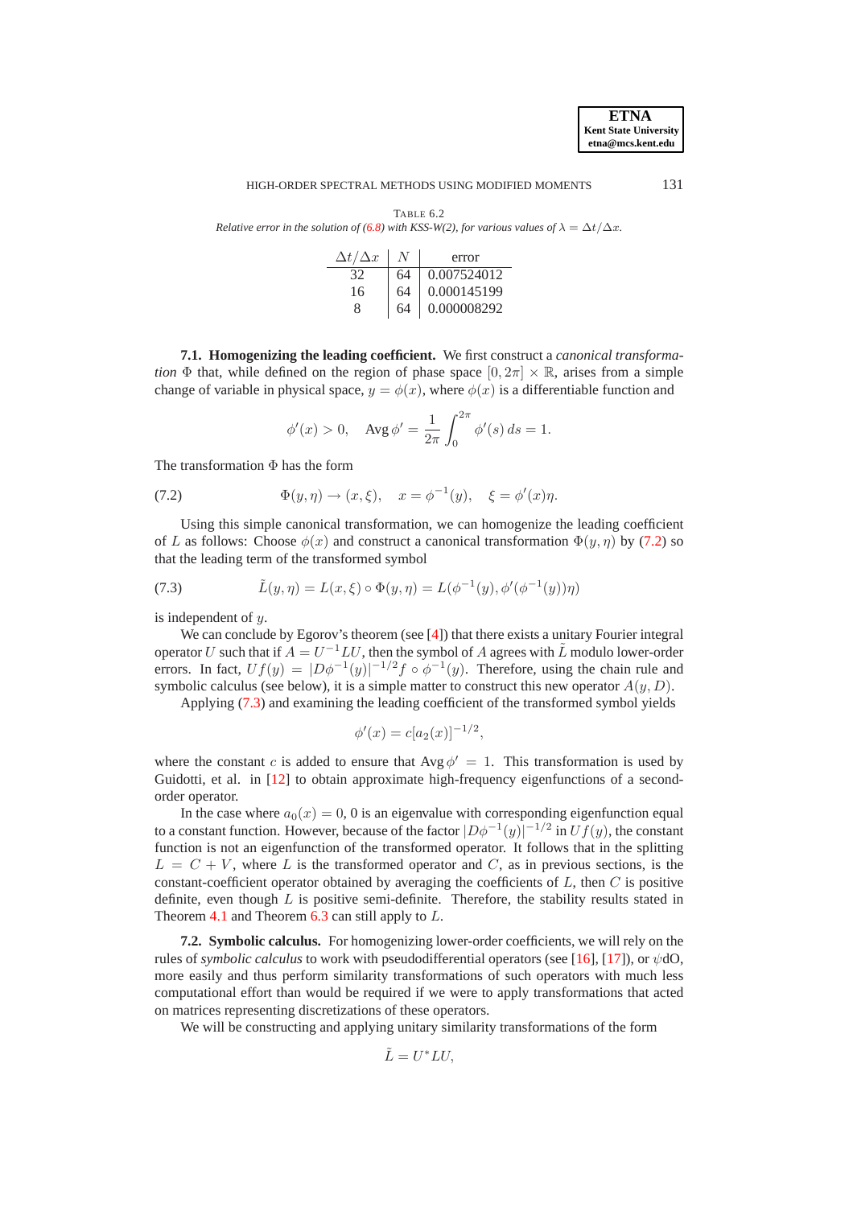TABLE 6.2

*Relative error in the solution of (6.8) with KSS-W(2), for various values of $\lambda = \Delta t/\Delta x$.*

| $\Delta t/\Delta x$ | $N$ | error |
|---|---|---|
| 32 | 64 | 0.007524012 |
| 16 | 64 | 0.000145199 |
| 8 | 64 | 0.000008292 |

**7.1. Homogenizing the leading coefficient.** We first construct a *canonical transformation* $\Phi$ that, while defined on the region of phase space $[0, 2\pi] \times \mathbb{R}$, arises from a simple change of variable in physical space, $y = \phi(x)$, where $\phi(x)$ is a differentiable function and

$$\phi'(x) > 0, \quad \operatorname{Avg} \phi' = \frac{1}{2\pi} \int_0^{2\pi} \phi'(s)\, ds = 1.$$

The transformation $\Phi$ has the form

$$\Phi(y, \eta) \to (x, \xi), \quad x = \phi^{-1}(y), \quad \xi = \phi'(x)\eta. \tag{7.2}$$

Using this simple canonical transformation, we can homogenize the leading coefficient of $L$ as follows: Choose $\phi(x)$ and construct a canonical transformation $\Phi(y, \eta)$ by (7.2) so that the leading term of the transformed symbol

$$\tilde{L}(y, \eta) = L(x, \xi) \circ \Phi(y, \eta) = L(\phi^{-1}(y), \phi'(\phi^{-1}(y))\eta) \tag{7.3}$$

is independent of $y$.

We can conclude by Egorov's theorem (see [4]) that there exists a unitary Fourier integral operator $U$ such that if $A = U^{-1}LU$, then the symbol of $A$ agrees with $\tilde{L}$ modulo lower-order errors. In fact, $Uf(y) = |D\phi^{-1}(y)|^{-1/2} f \circ \phi^{-1}(y)$. Therefore, using the chain rule and symbolic calculus (see below), it is a simple matter to construct this new operator $A(y, D)$.

Applying (7.3) and examining the leading coefficient of the transformed symbol yields

$$\phi'(x) = c[a_2(x)]^{-1/2},$$

where the constant $c$ is added to ensure that $\operatorname{Avg} \phi' = 1$. This transformation is used by Guidotti, et al. in [12] to obtain approximate high-frequency eigenfunctions of a second-order operator.

In the case where $a_0(x) = 0$, 0 is an eigenvalue with corresponding eigenfunction equal to a constant function. However, because of the factor $|D\phi^{-1}(y)|^{-1/2}$ in $Uf(y)$, the constant function is not an eigenfunction of the transformed operator. It follows that in the splitting $L = C + V$, where $L$ is the transformed operator and $C$, as in previous sections, is the constant-coefficient operator obtained by averaging the coefficients of $L$, then $C$ is positive definite, even though $L$ is positive semi-definite. Therefore, the stability results stated in Theorem 4.1 and Theorem 6.3 can still apply to $L$.

**7.2. Symbolic calculus.** For homogenizing lower-order coefficients, we will rely on the rules of *symbolic calculus* to work with pseudodifferential operators (see [16], [17]), or $\psi$dO, more easily and thus perform similarity transformations of such operators with much less computational effort than would be required if we were to apply transformations that acted on matrices representing discretizations of these operators.

We will be constructing and applying unitary similarity transformations of the form

$$\tilde{L} = U^* L U,$$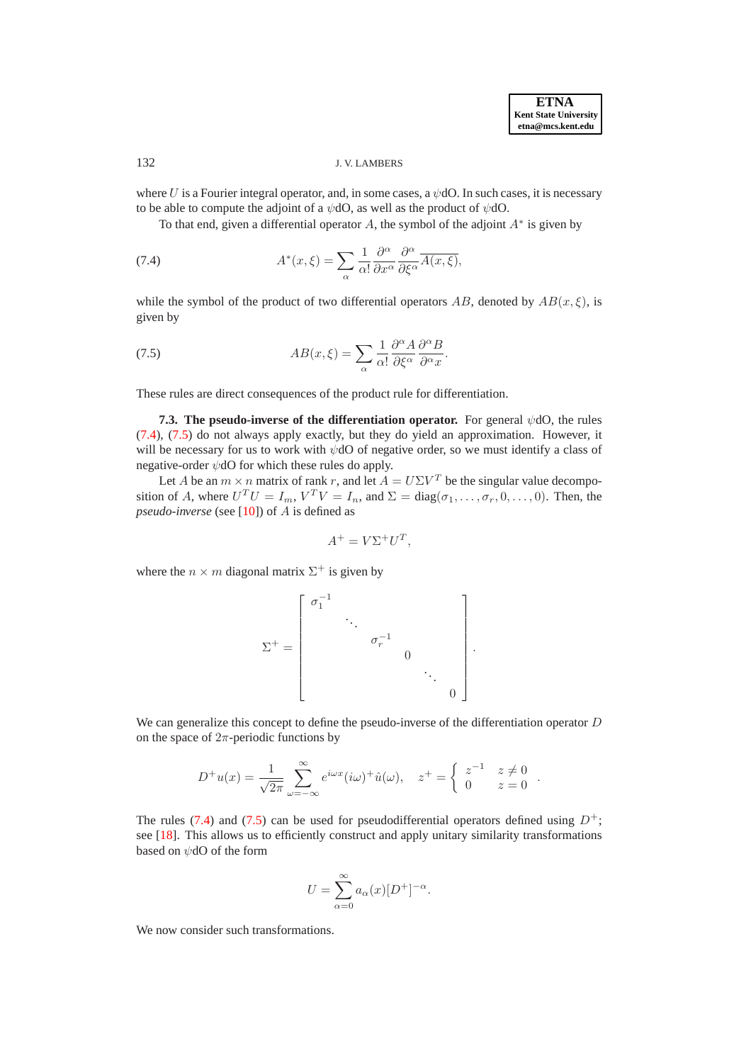where $U$ is a Fourier integral operator, and, in some cases, a $\psi$dO. In such cases, it is necessary to be able to compute the adjoint of a $\psi$dO, as well as the product of $\psi$dO.

To that end, given a differential operator $A$, the symbol of the adjoint $A^*$ is given by

$$A^*(x,\xi) = \sum_\alpha \frac{1}{\alpha!} \frac{\partial^\alpha}{\partial x^\alpha} \frac{\partial^\alpha}{\partial \xi^\alpha} \overline{A(x,\xi)}, \tag{7.4}$$

while the symbol of the product of two differential operators $AB$, denoted by $AB(x,\xi)$, is given by

$$AB(x,\xi) = \sum_\alpha \frac{1}{\alpha!} \frac{\partial^\alpha A}{\partial \xi^\alpha} \frac{\partial^\alpha B}{\partial^\alpha x}. \tag{7.5}$$

These rules are direct consequences of the product rule for differentiation.

**7.3. The pseudo-inverse of the differentiation operator.** For general $\psi$dO, the rules (7.4), (7.5) do not always apply exactly, but they do yield an approximation. However, it will be necessary for us to work with $\psi$dO of negative order, so we must identify a class of negative-order $\psi$dO for which these rules do apply.

Let $A$ be an $m \times n$ matrix of rank $r$, and let $A = U\Sigma V^T$ be the singular value decomposition of $A$, where $U^TU = I_m$, $V^TV = I_n$, and $\Sigma = \text{diag}(\sigma_1, \ldots, \sigma_r, 0, \ldots, 0)$. Then, the *pseudo-inverse* (see [10]) of $A$ is defined as

$$A^+ = V\Sigma^+U^T,$$

where the $n \times m$ diagonal matrix $\Sigma^+$ is given by

$$\Sigma^+ = \begin{bmatrix} \sigma_1^{-1} & & & & & \\ & \ddots & & & & \\ & & \sigma_r^{-1} & & & \\ & & & 0 & & \\ & & & & \ddots & \\ & & & & & 0 \end{bmatrix}.$$

We can generalize this concept to define the pseudo-inverse of the differentiation operator $D$ on the space of $2\pi$-periodic functions by

$$D^+u(x) = \frac{1}{\sqrt{2\pi}} \sum_{\omega=-\infty}^{\infty} e^{i\omega x}(i\omega)^+ \hat{u}(\omega), \quad z^+ = \begin{cases} z^{-1} & z \neq 0 \\ 0 & z = 0 \end{cases}.$$

The rules (7.4) and (7.5) can be used for pseudodifferential operators defined using $D^+$; see [18]. This allows us to efficiently construct and apply unitary similarity transformations based on $\psi$dO of the form

$$U = \sum_{\alpha=0}^{\infty} a_\alpha(x)[D^+]^{-\alpha}.$$

We now consider such transformations.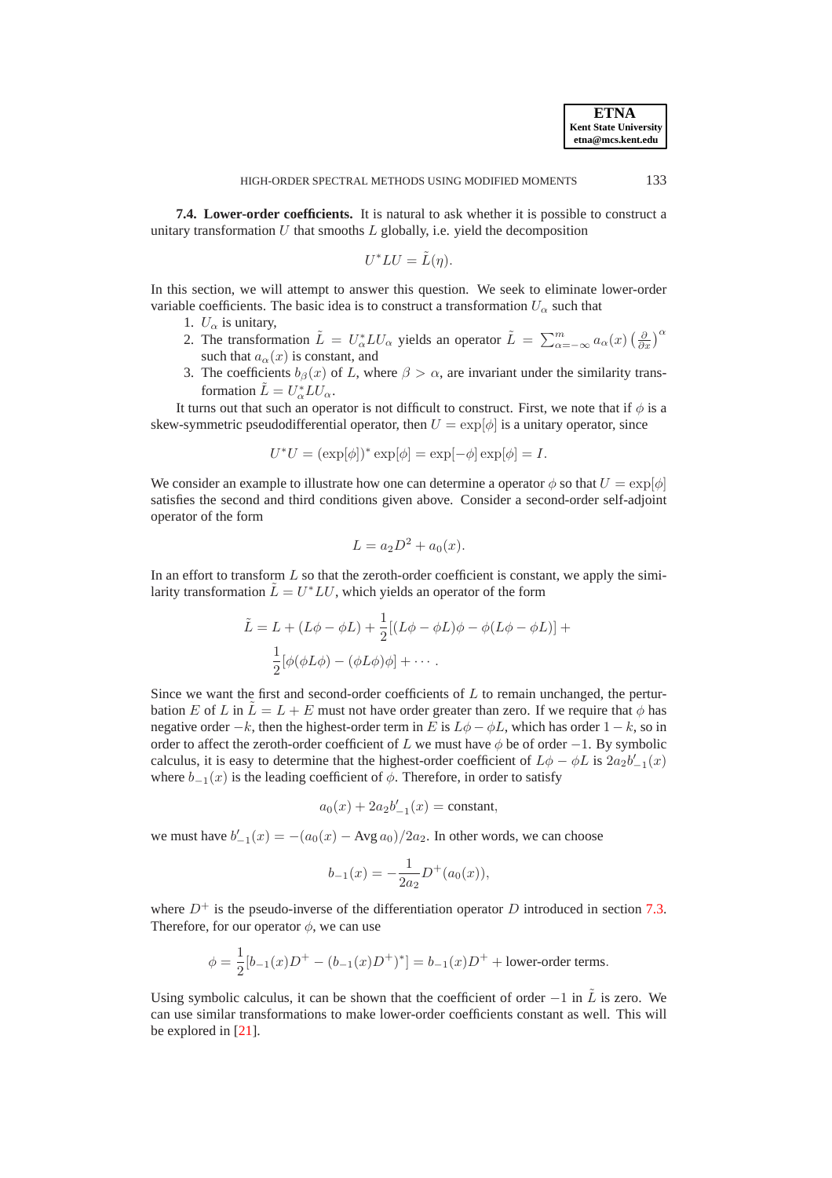**7.4. Lower-order coefficients.** It is natural to ask whether it is possible to construct a unitary transformation $U$ that smooths $L$ globally, i.e. yield the decomposition

$$U^*LU = \tilde{L}(\eta).$$

In this section, we will attempt to answer this question. We seek to eliminate lower-order variable coefficients. The basic idea is to construct a transformation $U_\alpha$ such that

1. $U_\alpha$ is unitary,
2. The transformation $\tilde{L} = U_\alpha^* L U_\alpha$ yields an operator $\tilde{L} = \sum_{\alpha=-\infty}^{m} a_\alpha(x) \left(\frac{\partial}{\partial x}\right)^\alpha$ such that $a_\alpha(x)$ is constant, and
3. The coefficients $b_\beta(x)$ of $L$, where $\beta > \alpha$, are invariant under the similarity transformation $\tilde{L} = U_\alpha^* L U_\alpha$.

It turns out that such an operator is not difficult to construct. First, we note that if $\phi$ is a skew-symmetric pseudodifferential operator, then $U = \exp[\phi]$ is a unitary operator, since

$$U^*U = (\exp[\phi])^* \exp[\phi] = \exp[-\phi]\exp[\phi] = I.$$

We consider an example to illustrate how one can determine a operator $\phi$ so that $U = \exp[\phi]$ satisfies the second and third conditions given above. Consider a second-order self-adjoint operator of the form

$$L = a_2 D^2 + a_0(x).$$

In an effort to transform $L$ so that the zeroth-order coefficient is constant, we apply the similarity transformation $\tilde{L} = U^*LU$, which yields an operator of the form

$$\tilde{L} = L + (L\phi - \phi L) + \frac{1}{2}[(L\phi - \phi L)\phi - \phi(L\phi - \phi L)] + \frac{1}{2}[\phi(\phi L \phi) - (\phi L \phi)\phi] + \cdots.$$

Since we want the first and second-order coefficients of $L$ to remain unchanged, the perturbation $E$ of $L$ in $\tilde{L} = L + E$ must not have order greater than zero. If we require that $\phi$ has negative order $-k$, then the highest-order term in $E$ is $L\phi - \phi L$, which has order $1-k$, so in order to affect the zeroth-order coefficient of $L$ we must have $\phi$ be of order $-1$. By symbolic calculus, it is easy to determine that the highest-order coefficient of $L\phi - \phi L$ is $2a_2 b_{-1}'(x)$ where $b_{-1}(x)$ is the leading coefficient of $\phi$. Therefore, in order to satisfy

$$a_0(x) + 2a_2 b_{-1}'(x) = \text{constant},$$

we must have $b_{-1}'(x) = -(a_0(x) - \operatorname{Avg} a_0)/2a_2$. In other words, we can choose

$$b_{-1}(x) = -\frac{1}{2a_2} D^+(a_0(x)),$$

where $D^+$ is the pseudo-inverse of the differentiation operator $D$ introduced in section 7.3. Therefore, for our operator $\phi$, we can use

$$\phi = \frac{1}{2}[b_{-1}(x)D^+ - (b_{-1}(x)D^+)^*] = b_{-1}(x)D^+ + \text{lower-order terms}.$$

Using symbolic calculus, it can be shown that the coefficient of order $-1$ in $\tilde{L}$ is zero. We can use similar transformations to make lower-order coefficients constant as well. This will be explored in [21].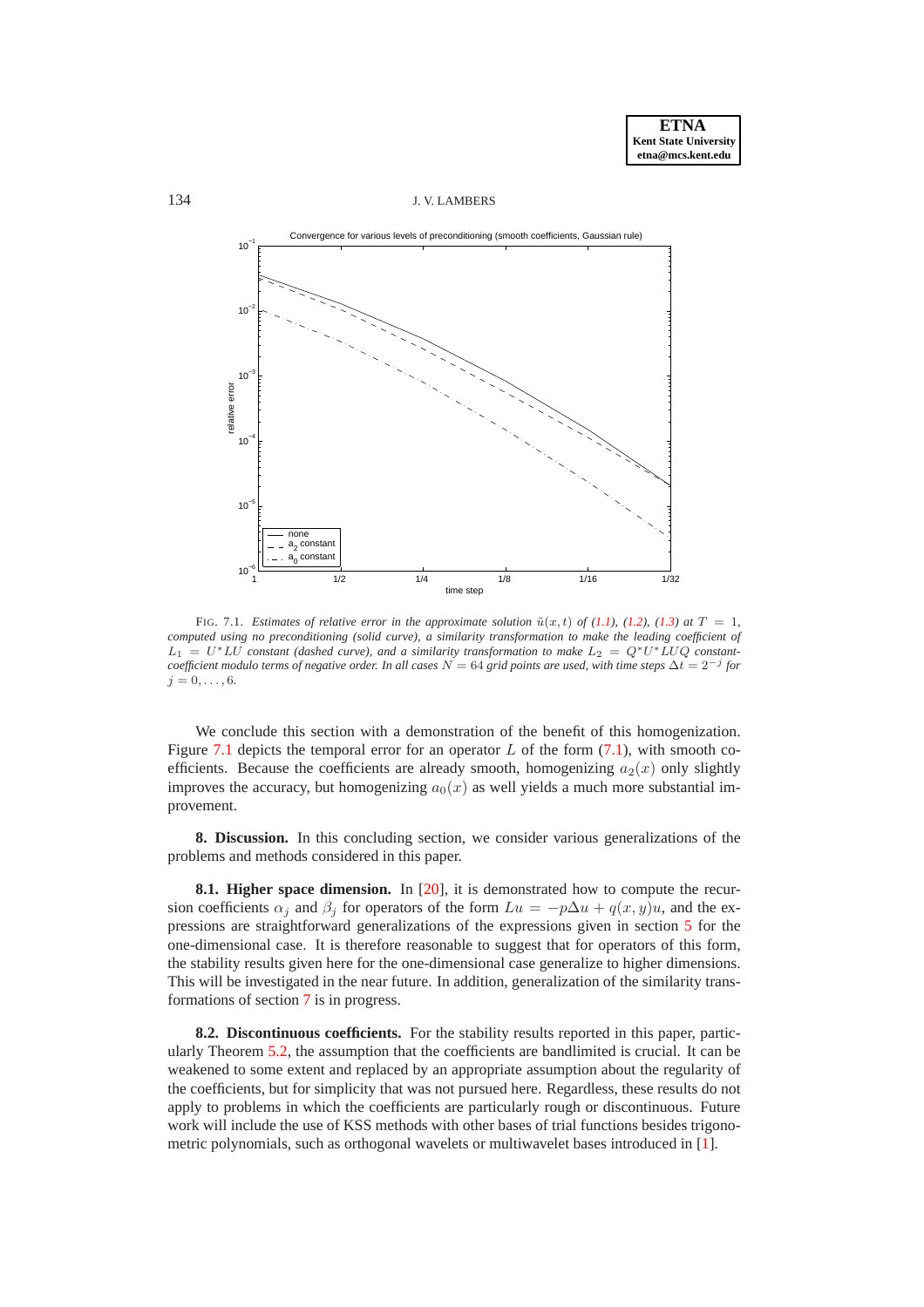FIG. 7.1. *Estimates of relative error in the approximate solution $\tilde{u}(x,t)$ of (1.1), (1.2), (1.3) at $T = 1$, computed using no preconditioning (solid curve), a similarity transformation to make the leading coefficient of $L_1 = U^*LU$ constant (dashed curve), and a similarity transformation to make $L_2 = Q^*U^*LUQ$ constant-coefficient modulo terms of negative order. In all cases $N = 64$ grid points are used, with time steps $\Delta t = 2^{-j}$ for $j = 0, \ldots, 6$.*

We conclude this section with a demonstration of the benefit of this homogenization. Figure 7.1 depicts the temporal error for an operator $L$ of the form (7.1), with smooth coefficients. Because the coefficients are already smooth, homogenizing $a_2(x)$ only slightly improves the accuracy, but homogenizing $a_0(x)$ as well yields a much more substantial improvement.

## 8. Discussion.

In this concluding section, we consider various generalizations of the problems and methods considered in this paper.

### 8.1. Higher space dimension.

In [20], it is demonstrated how to compute the recursion coefficients $\alpha_j$ and $\beta_j$ for operators of the form $Lu = -p\Delta u + q(x,y)u$, and the expressions are straightforward generalizations of the expressions given in section 5 for the one-dimensional case. It is therefore reasonable to suggest that for operators of this form, the stability results given here for the one-dimensional case generalize to higher dimensions. This will be investigated in the near future. In addition, generalization of the similarity transformations of section 7 is in progress.

### 8.2. Discontinuous coefficients.

For the stability results reported in this paper, particularly Theorem 5.2, the assumption that the coefficients are bandlimited is crucial. It can be weakened to some extent and replaced by an appropriate assumption about the regularity of the coefficients, but for simplicity that was not pursued here. Regardless, these results do not apply to problems in which the coefficients are particularly rough or discontinuous. Future work will include the use of KSS methods with other bases of trial functions besides trigonometric polynomials, such as orthogonal wavelets or multiwavelet bases introduced in [1].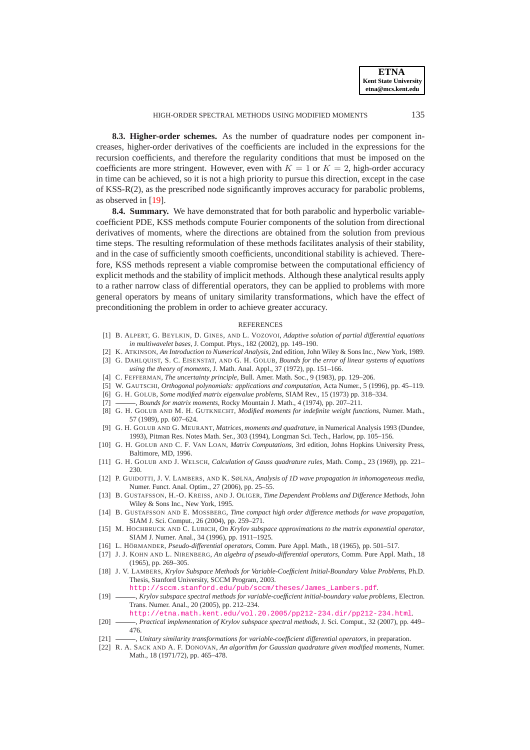**8.3. Higher-order schemes.** As the number of quadrature nodes per component increases, higher-order derivatives of the coefficients are included in the expressions for the recursion coefficients, and therefore the regularity conditions that must be imposed on the coefficients are more stringent. However, even with $K = 1$ or $K = 2$, high-order accuracy in time can be achieved, so it is not a high priority to pursue this direction, except in the case of KSS-R(2), as the prescribed node significantly improves accuracy for parabolic problems, as observed in [19].

**8.4. Summary.** We have demonstrated that for both parabolic and hyperbolic variable-coefficient PDE, KSS methods compute Fourier components of the solution from directional derivatives of moments, where the directions are obtained from the solution from previous time steps. The resulting reformulation of these methods facilitates analysis of their stability, and in the case of sufficiently smooth coefficients, unconditional stability is achieved. Therefore, KSS methods represent a viable compromise between the computational efficiency of explicit methods and the stability of implicit methods. Although these analytical results apply to a rather narrow class of differential operators, they can be applied to problems with more general operators by means of unitary similarity transformations, which have the effect of preconditioning the problem in order to achieve greater accuracy.

## REFERENCES

[1] B. Alpert, G. Beylkin, D. Gines, and L. Vozovoi, *Adaptive solution of partial differential equations in multiwavelet bases*, J. Comput. Phys., 182 (2002), pp. 149–190.

[2] K. Atkinson, *An Introduction to Numerical Analysis*, 2nd edition, John Wiley & Sons Inc., New York, 1989.

[3] G. Dahlquist, S. C. Eisenstat, and G. H. Golub, *Bounds for the error of linear systems of equations using the theory of moments*, J. Math. Anal. Appl., 37 (1972), pp. 151–166.

[4] C. Fefferman, *The uncertainty principle*, Bull. Amer. Math. Soc., 9 (1983), pp. 129–206.

[5] W. Gautschi, *Orthogonal polynomials: applications and computation*, Acta Numer., 5 (1996), pp. 45–119.

[6] G. H. Golub, *Some modified matrix eigenvalue problems*, SIAM Rev., 15 (1973) pp. 318–334.

[7] ———, *Bounds for matrix moments*, Rocky Mountain J. Math., 4 (1974), pp. 207–211.

[8] G. H. Golub and M. H. Gutknecht, *Modified moments for indefinite weight functions*, Numer. Math., 57 (1989), pp. 607–624.

[9] G. H. Golub and G. Meurant, *Matrices, moments and quadrature*, in Numerical Analysis 1993 (Dundee, 1993), Pitman Res. Notes Math. Ser., 303 (1994), Longman Sci. Tech., Harlow, pp. 105–156.

[10] G. H. Golub and C. F. Van Loan, *Matrix Computations*, 3rd edition, Johns Hopkins University Press, Baltimore, MD, 1996.

[11] G. H. Golub and J. Welsch, *Calculation of Gauss quadrature rules*, Math. Comp., 23 (1969), pp. 221–230.

[12] P. Guidotti, J. V. Lambers, and K. Sølna, *Analysis of 1D wave propagation in inhomogeneous media*, Numer. Funct. Anal. Optim., 27 (2006), pp. 25–55.

[13] B. Gustafsson, H.-O. Kreiss, and J. Oliger, *Time Dependent Problems and Difference Methods*, John Wiley & Sons Inc., New York, 1995.

[14] B. Gustafsson and E. Mossberg, *Time compact high order difference methods for wave propagation*, SIAM J. Sci. Comput., 26 (2004), pp. 259–271.

[15] M. Hochbruck and C. Lubich, *On Krylov subspace approximations to the matrix exponential operator*, SIAM J. Numer. Anal., 34 (1996), pp. 1911–1925.

[16] L. Hörmander, *Pseudo-differential operators*, Comm. Pure Appl. Math., 18 (1965), pp. 501–517.

[17] J. J. Kohn and L. Nirenberg, *An algebra of pseudo-differential operators*, Comm. Pure Appl. Math., 18 (1965), pp. 269–305.

[18] J. V. Lambers, *Krylov Subspace Methods for Variable-Coefficient Initial-Boundary Value Problems*, Ph.D. Thesis, Stanford University, SCCM Program, 2003. http://sccm.stanford.edu/pub/sccm/theses/James_Lambers.pdf.

[19] ———, *Krylov subspace spectral methods for variable-coefficient initial-boundary value problems*, Electron. Trans. Numer. Anal., 20 (2005), pp. 212–234. http://etna.math.kent.edu/vol.20.2005/pp212-234.dir/pp212-234.html.

[20] ———, *Practical implementation of Krylov subspace spectral methods*, J. Sci. Comput., 32 (2007), pp. 449–476.

[21] ———, *Unitary similarity transformations for variable-coefficient differential operators*, in preparation.

[22] R. A. Sack and A. F. Donovan, *An algorithm for Gaussian quadrature given modified moments*, Numer. Math., 18 (1971/72), pp. 465–478.